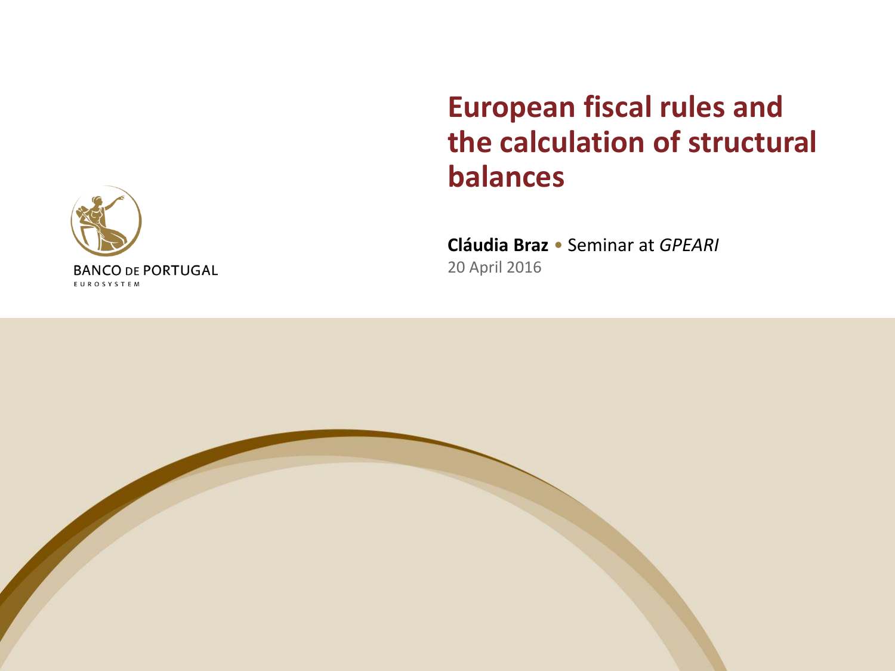# European fiscal rules and the calculation of structural balances

**Cláudia Braz** • Seminar at *GPEARI*

20 April 2016

BANCO DE PORTUGAL

EUROSYSTEM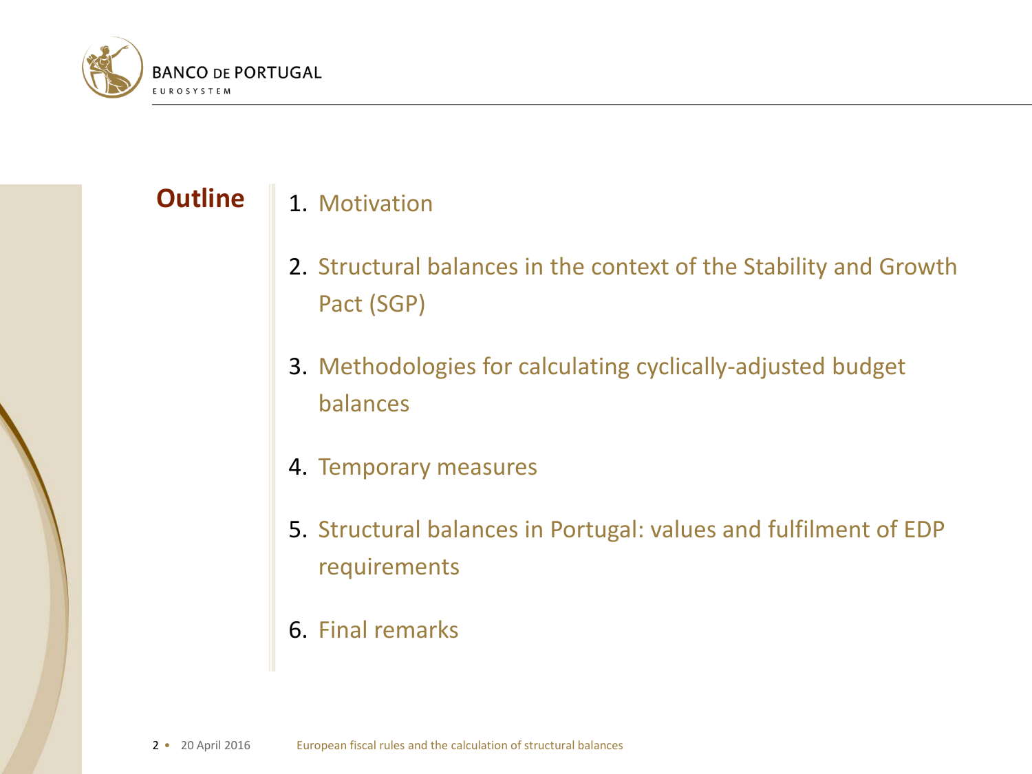## Outline

1. Motivation
2. Structural balances in the context of the Stability and Growth Pact (SGP)
3. Methodologies for calculating cyclically-adjusted budget balances
4. Temporary measures
5. Structural balances in Portugal: values and fulfilment of EDP requirements
6. Final remarks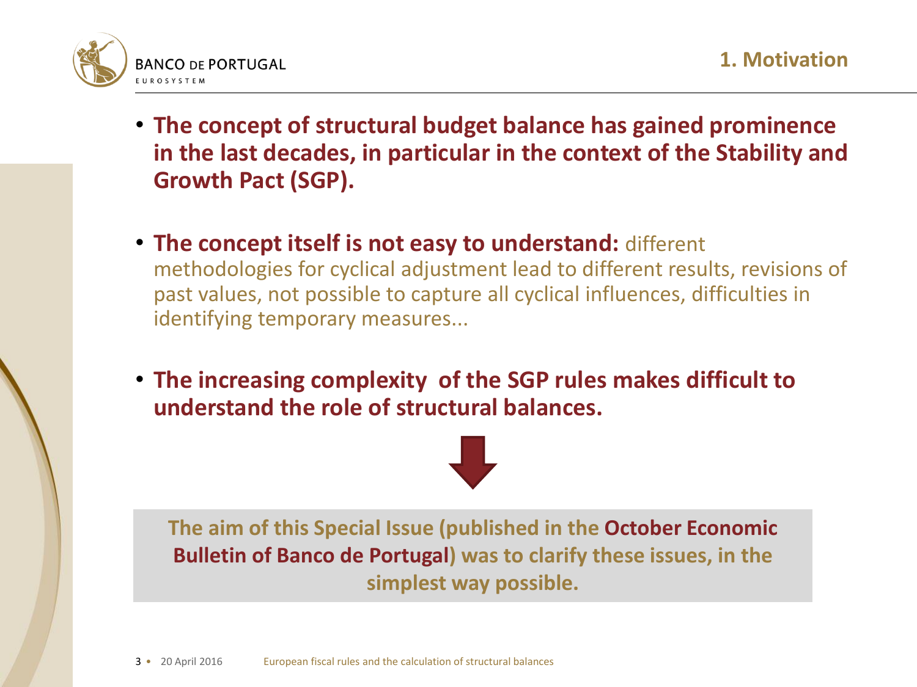## 1. Motivation

- **The concept of structural budget balance has gained prominence in the last decades, in particular in the context of the Stability and Growth Pact (SGP).**

- **The concept itself is not easy to understand:** different methodologies for cyclical adjustment lead to different results, revisions of past values, not possible to capture all cyclical influences, difficulties in identifying temporary measures...

- **The increasing complexity of the SGP rules makes difficult to understand the role of structural balances.**

**The aim of this Special Issue (published in the October Economic Bulletin of Banco de Portugal) was to clarify these issues, in the simplest way possible.**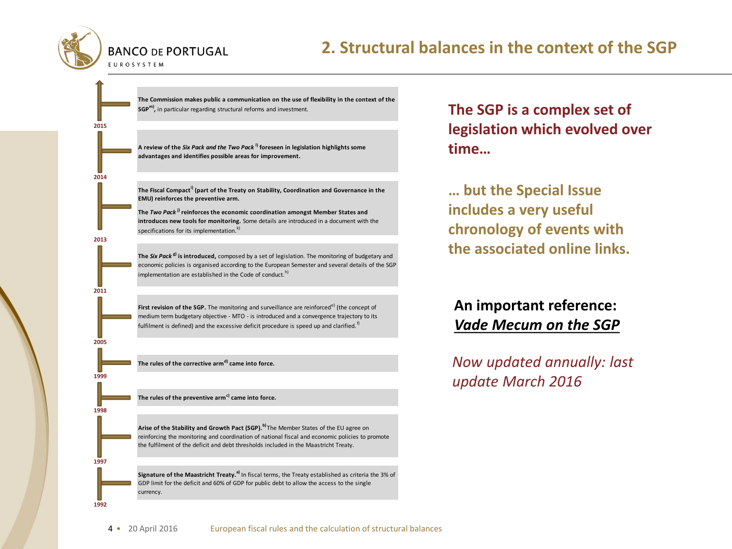## 2. Structural balances in the context of the SGP

**2015**

**The Commission makes public a communication on the use of flexibility in the context of the SGP[m)],** in particular regarding structural reforms and investment.

**2014**

**A review of the *Six Pack and the Two Pack* [l)] foreseen in legislation highlights some advantages and identifies possible areas for improvement.**

**2013**

**The Fiscal Compact[i)] (part of the Treaty on Stability, Coordination and Governance in the EMU) reinforces the preventive arm.**

**The *Two Pack* [j)] reinforces the economic coordination amongst Member States and introduces new tools for monitoring.** Some details are introduced in a document with the specifications for its implementation.[k)]

**2011**

**The *Six Pack* [g)] is introduced,** composed by a set of legislation. The monitoring of budgetary and economic policies is organised according to the European Semester and several details of the SGP implementation are established in the Code of conduct.[h)]

**2005**

**First revision of the SGP.** The monitoring and surveillance are reinforced[e)] (the concept of medium term budgetary objective - MTO - is introduced and a convergence trajectory to its fulfilment is defined) and the excessive deficit procedure is speed up and clarified.[f)]

**1999**

**The rules of the corrective arm[d)] came into force.**

**1998**

**The rules of the preventive arm[c)] came into force.**

**1997**

**Arise of the Stability and Growth Pact (SGP).[b)]** The Member States of the EU agree on reinforcing the monitoring and coordination of national fiscal and economic policies to promote the fulfilment of the deficit and debt thresholds included in the Maastricht Treaty.

**1992**

**Signature of the Maastricht Treaty.[a)]** In fiscal terms, the Treaty established as criteria the 3% of GDP limit for the deficit and 60% of GDP for public debt to allow the access to the single currency.

**The SGP is a complex set of legislation which evolved over time…**

**… but the Special Issue includes a very useful chronology of events with the associated online links.**

**An important reference: *Vade Mecum on the SGP***

*Now updated annually: last update March 2016*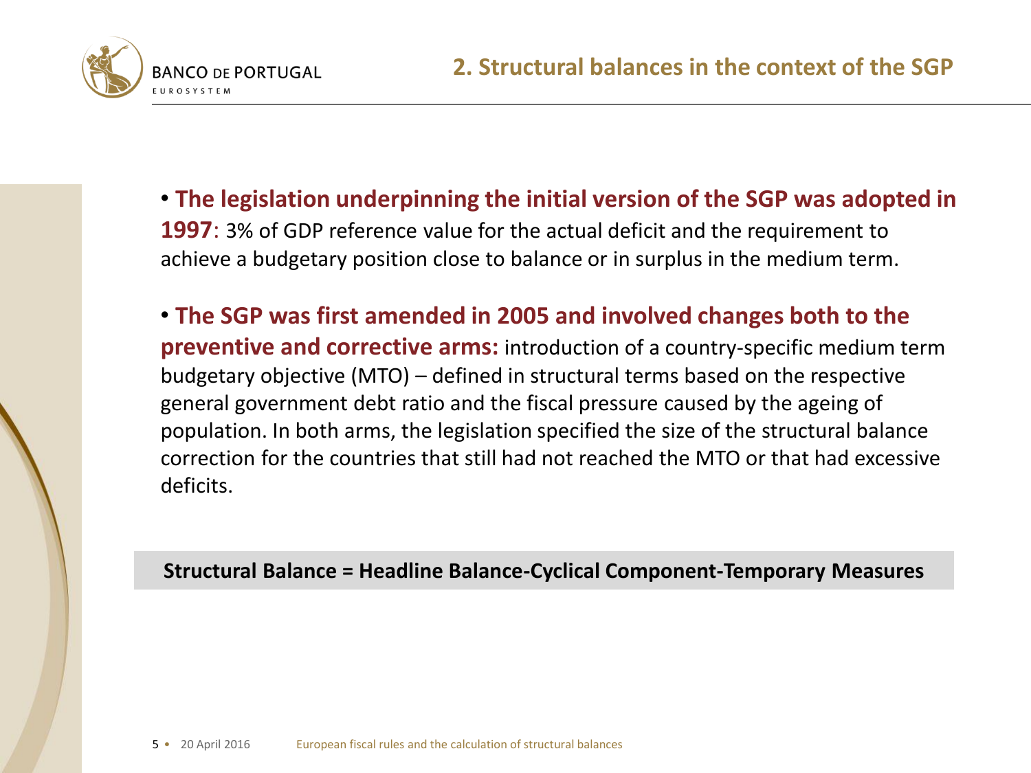## 2. Structural balances in the context of the SGP

- **The legislation underpinning the initial version of the SGP was adopted in 1997**: 3% of GDP reference value for the actual deficit and the requirement to achieve a budgetary position close to balance or in surplus in the medium term.

- **The SGP was first amended in 2005 and involved changes both to the preventive and corrective arms:** introduction of a country-specific medium term budgetary objective (MTO) – defined in structural terms based on the respective general government debt ratio and the fiscal pressure caused by the ageing of population. In both arms, the legislation specified the size of the structural balance correction for the countries that still had not reached the MTO or that had excessive deficits.

**Structural Balance = Headline Balance-Cyclical Component-Temporary Measures**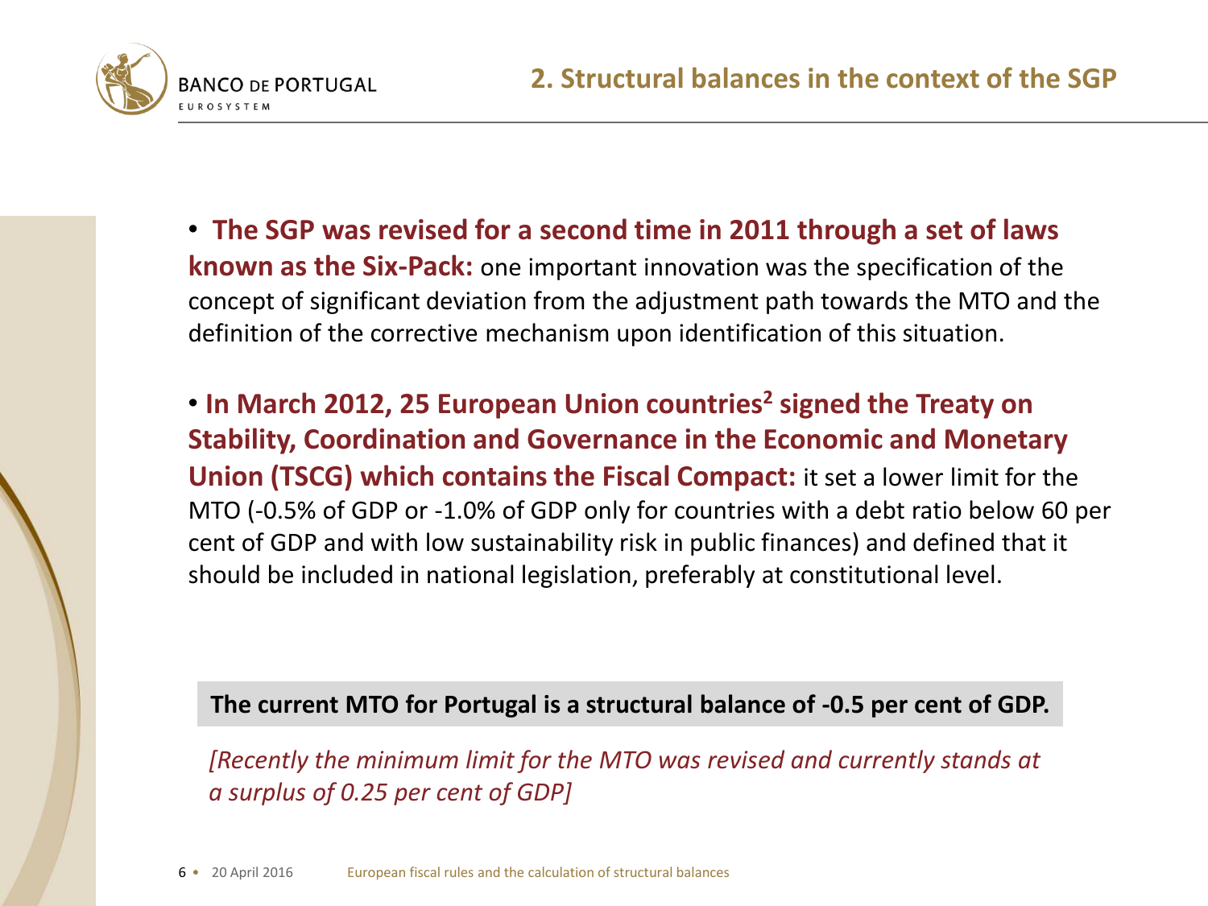## 2. Structural balances in the context of the SGP

- **The SGP was revised for a second time in 2011 through a set of laws known as the Six-Pack:** one important innovation was the specification of the concept of significant deviation from the adjustment path towards the MTO and the definition of the corrective mechanism upon identification of this situation.

- **In March 2012, 25 European Union countries[2] signed the Treaty on Stability, Coordination and Governance in the Economic and Monetary Union (TSCG) which contains the Fiscal Compact:** it set a lower limit for the MTO (-0.5% of GDP or -1.0% of GDP only for countries with a debt ratio below 60 per cent of GDP and with low sustainability risk in public finances) and defined that it should be included in national legislation, preferably at constitutional level.

**The current MTO for Portugal is a structural balance of -0.5 per cent of GDP.**

*[Recently the minimum limit for the MTO was revised and currently stands at a surplus of 0.25 per cent of GDP]*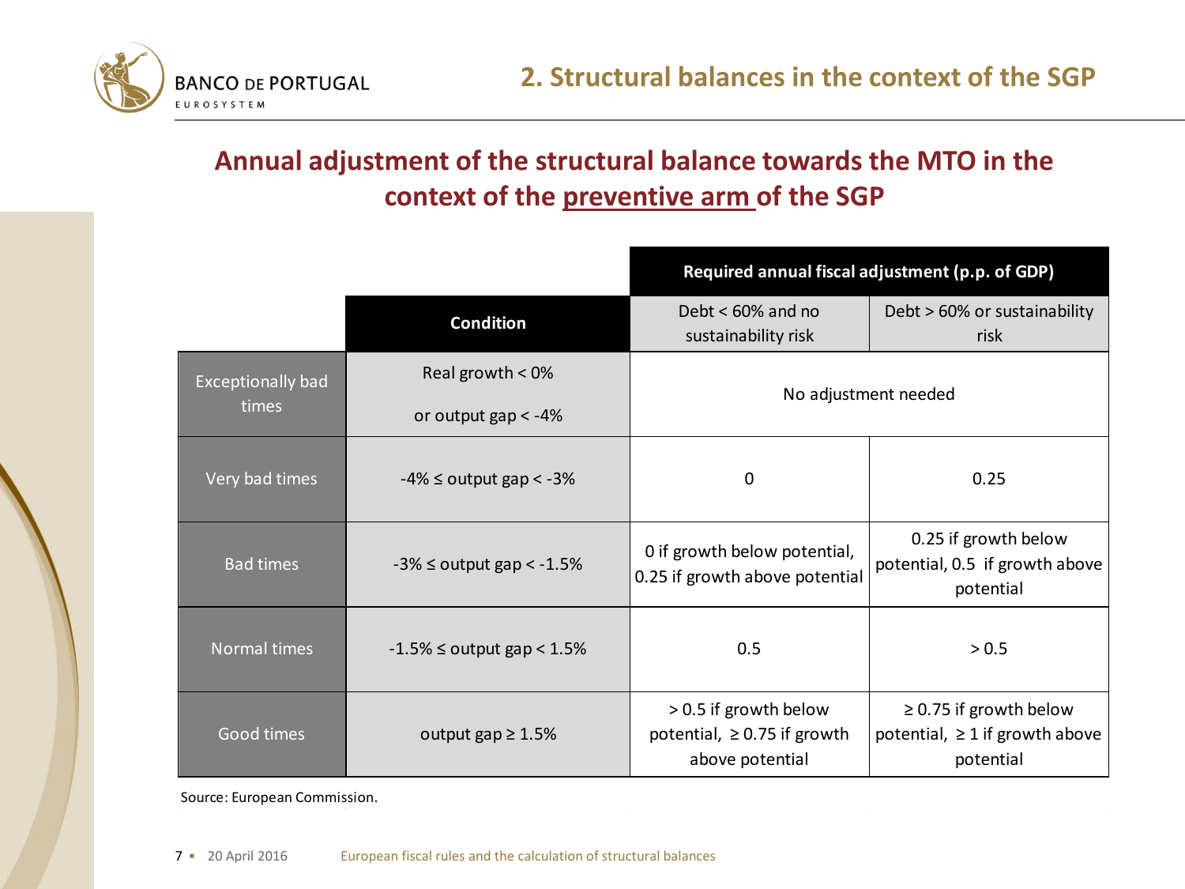## 2. Structural balances in the context of the SGP

### Annual adjustment of the structural balance towards the MTO in the context of the preventive arm of the SGP

| | Condition | Required annual fiscal adjustment (p.p. of GDP) | |
|---|---|---|---|
| | | Debt < 60% and no sustainability risk | Debt > 60% or sustainability risk |
| Exceptionally bad times | Real growth < 0% or output gap < -4% | No adjustment needed | |
| Very bad times | -4% ≤ output gap < -3% | 0 | 0.25 |
| Bad times | -3% ≤ output gap < -1.5% | 0 if growth below potential, 0.25 if growth above potential | 0.25 if growth below potential, 0.5 if growth above potential |
| Normal times | -1.5% ≤ output gap < 1.5% | 0.5 | > 0.5 |
| Good times | output gap ≥ 1.5% | > 0.5 if growth below potential, ≥ 0.75 if growth above potential | ≥ 0.75 if growth below potential, ≥ 1 if growth above potential |

Source: European Commission.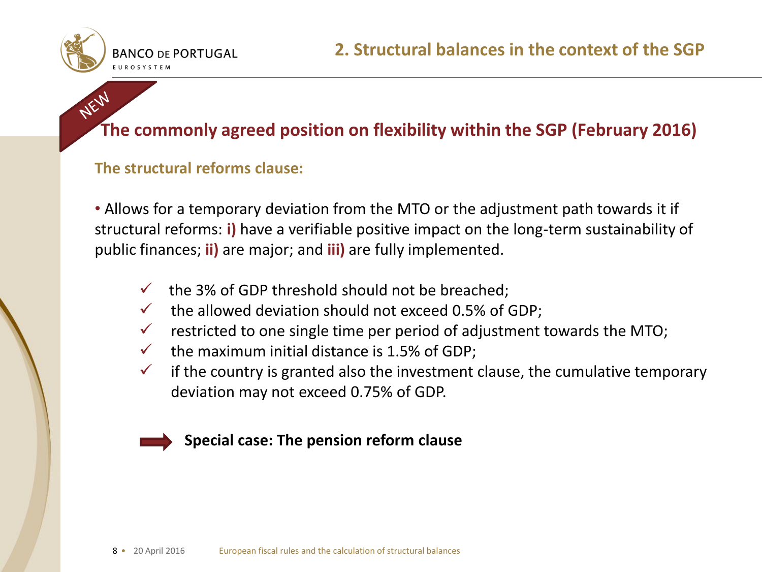## 2. Structural balances in the context of the SGP

NEW

### The commonly agreed position on flexibility within the SGP (February 2016)

**The structural reforms clause:**

- Allows for a temporary deviation from the MTO or the adjustment path towards it if structural reforms: **i)** have a verifiable positive impact on the long-term sustainability of public finances; **ii)** are major; and **iii)** are fully implemented.

  - ✓ the 3% of GDP threshold should not be breached;
  - ✓ the allowed deviation should not exceed 0.5% of GDP;
  - ✓ restricted to one single time per period of adjustment towards the MTO;
  - ✓ the maximum initial distance is 1.5% of GDP;
  - ✓ if the country is granted also the investment clause, the cumulative temporary deviation may not exceed 0.75% of GDP.

➡ **Special case: The pension reform clause**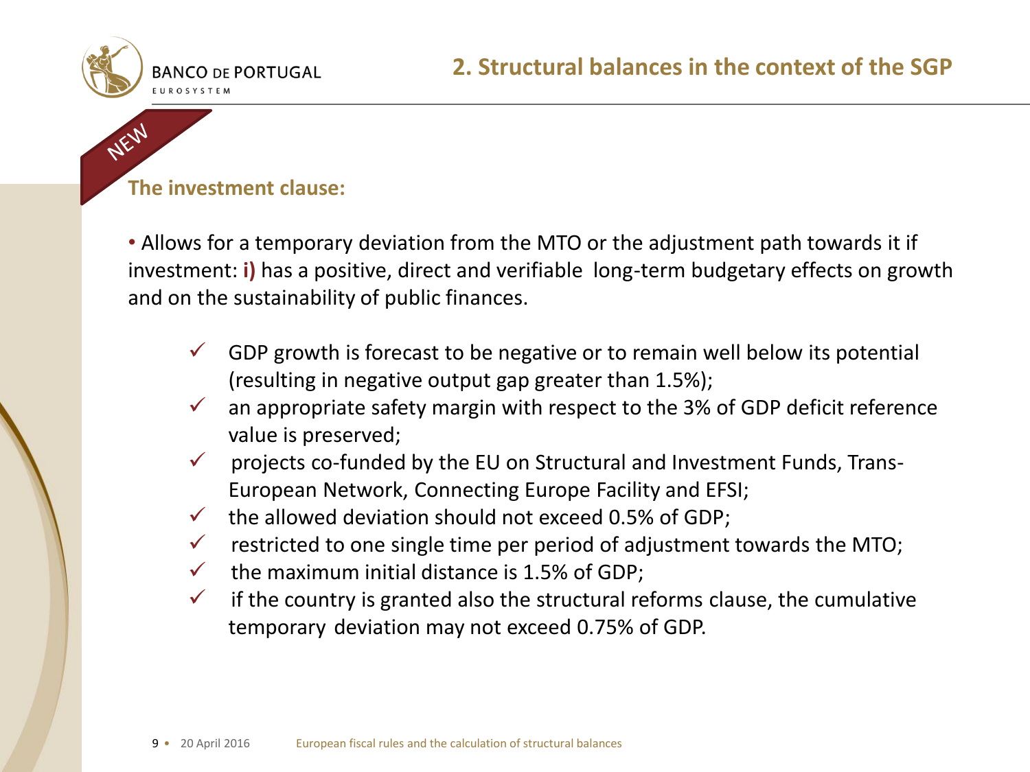## 2. Structural balances in the context of the SGP

NEW

**The investment clause:**

• Allows for a temporary deviation from the MTO or the adjustment path towards it if investment: **i)** has a positive, direct and verifiable long-term budgetary effects on growth and on the sustainability of public finances.

- ✓ GDP growth is forecast to be negative or to remain well below its potential (resulting in negative output gap greater than 1.5%);
- ✓ an appropriate safety margin with respect to the 3% of GDP deficit reference value is preserved;
- ✓ projects co-funded by the EU on Structural and Investment Funds, Trans-European Network, Connecting Europe Facility and EFSI;
- ✓ the allowed deviation should not exceed 0.5% of GDP;
- ✓ restricted to one single time per period of adjustment towards the MTO;
- ✓ the maximum initial distance is 1.5% of GDP;
- ✓ if the country is granted also the structural reforms clause, the cumulative temporary deviation may not exceed 0.75% of GDP.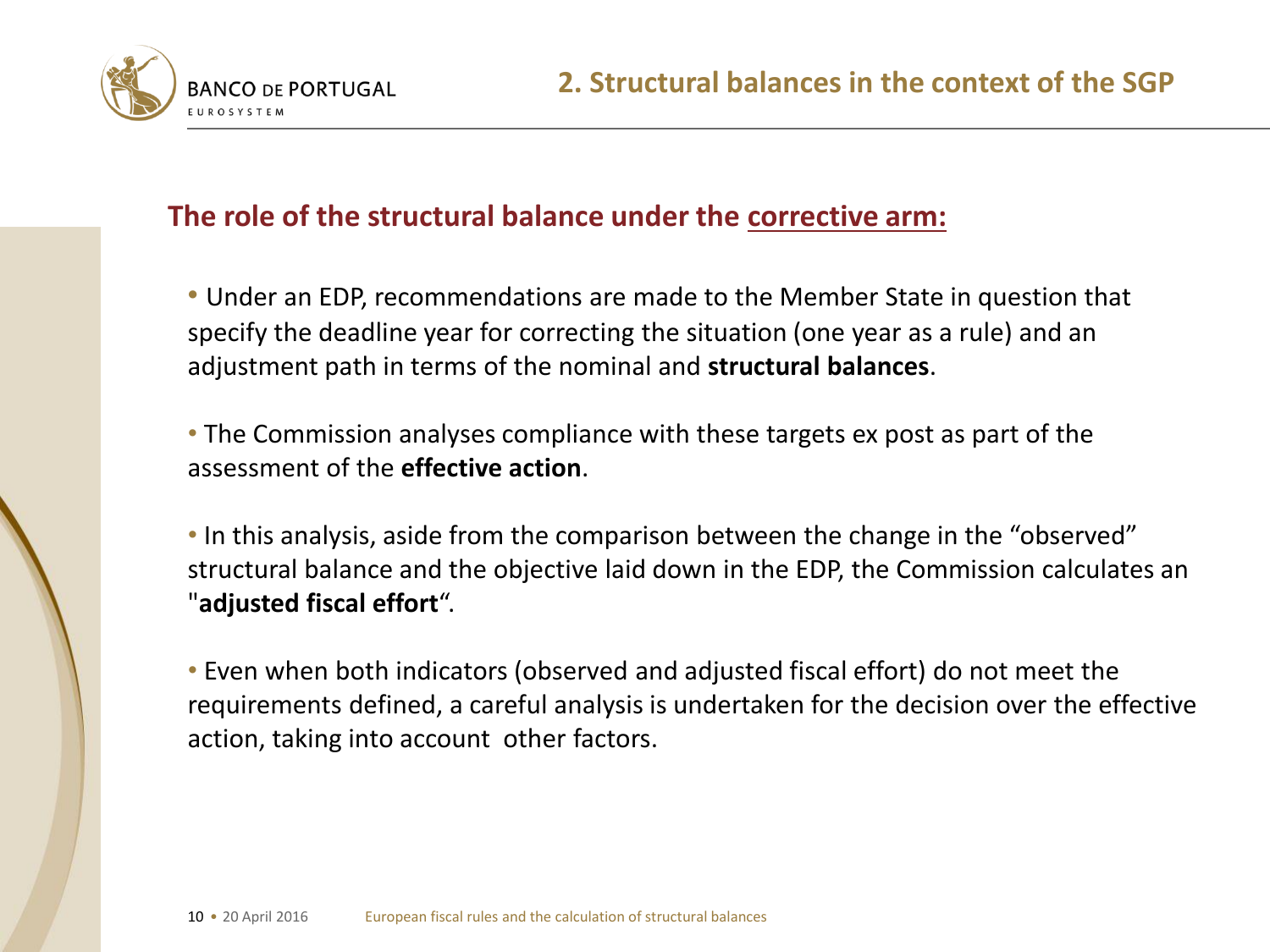## 2. Structural balances in the context of the SGP

### The role of the structural balance under the corrective arm:

- Under an EDP, recommendations are made to the Member State in question that specify the deadline year for correcting the situation (one year as a rule) and an adjustment path in terms of the nominal and **structural balances**.

- The Commission analyses compliance with these targets ex post as part of the assessment of the **effective action**.

- In this analysis, aside from the comparison between the change in the "observed" structural balance and the objective laid down in the EDP, the Commission calculates an "**adjusted fiscal effort**".

- Even when both indicators (observed and adjusted fiscal effort) do not meet the requirements defined, a careful analysis is undertaken for the decision over the effective action, taking into account other factors.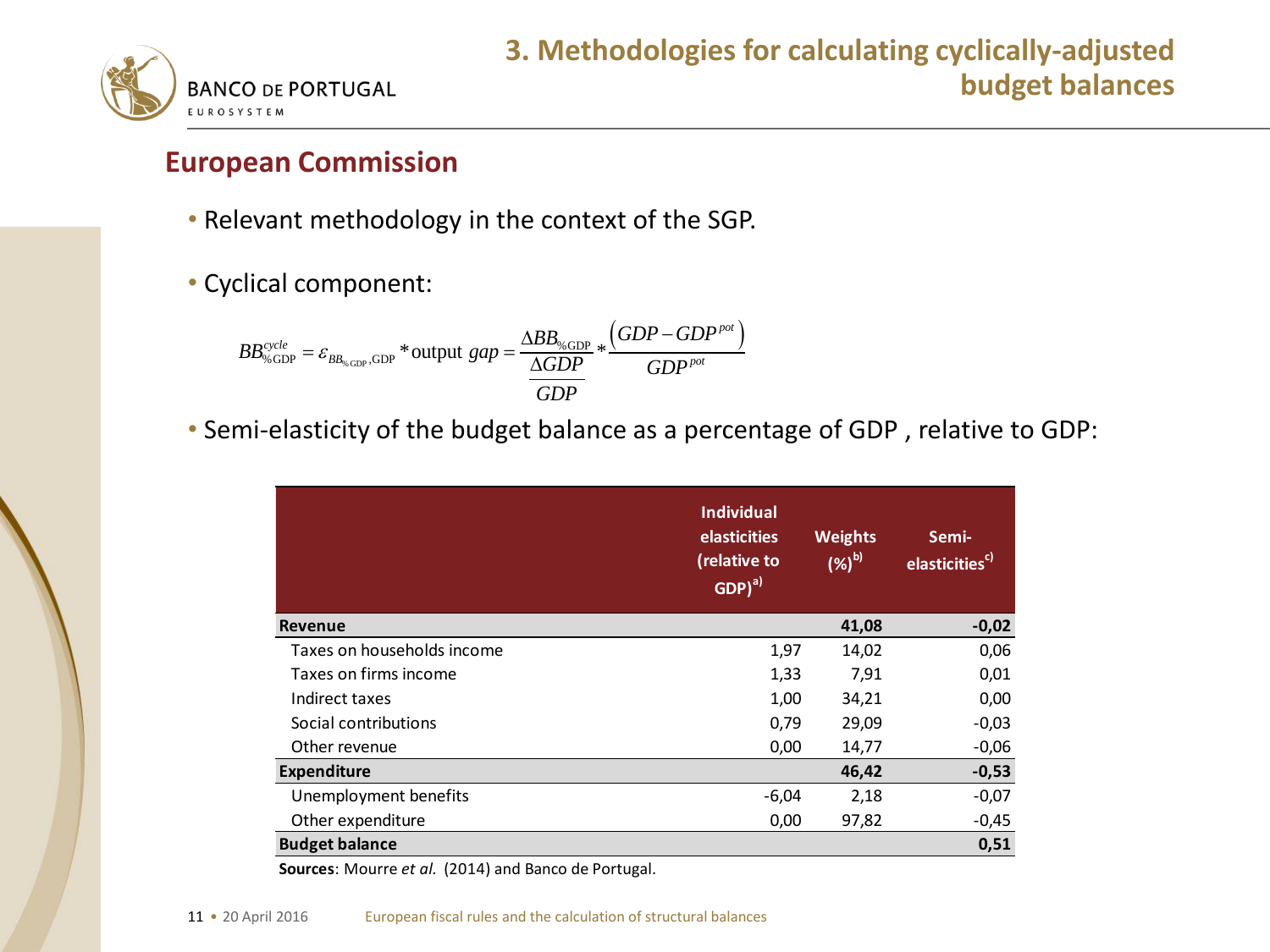# 3. Methodologies for calculating cyclically-adjusted budget balances

## European Commission

- Relevant methodology in the context of the SGP.
- Cyclical component:

$$BB_{\%\text{GDP}}^{cycle} = \varepsilon_{BB_{\%\text{GDP}},\text{GDP}} * \text{output } gap = \frac{\Delta BB_{\%\text{GDP}}}{\frac{\Delta GDP}{GDP}} * \frac{\left(GDP - GDP^{pot}\right)}{GDP^{pot}}$$

- Semi-elasticity of the budget balance as a percentage of GDP , relative to GDP:

| | Individual elasticities (relative to GDP)[a)] | Weights (%)[b)] | Semi-elasticities[c)] |
|---|---|---|---|
| **Revenue** | | **41,08** | **-0,02** |
| Taxes on households income | 1,97 | 14,02 | 0,06 |
| Taxes on firms income | 1,33 | 7,91 | 0,01 |
| Indirect taxes | 1,00 | 34,21 | 0,00 |
| Social contributions | 0,79 | 29,09 | -0,03 |
| Other revenue | 0,00 | 14,77 | -0,06 |
| **Expenditure** | | **46,42** | **-0,53** |
| Unemployment benefits | -6,04 | 2,18 | -0,07 |
| Other expenditure | 0,00 | 97,82 | -0,45 |
| **Budget balance** | | | **0,51** |

**Sources**: Mourre *et al.* (2014) and Banco de Portugal.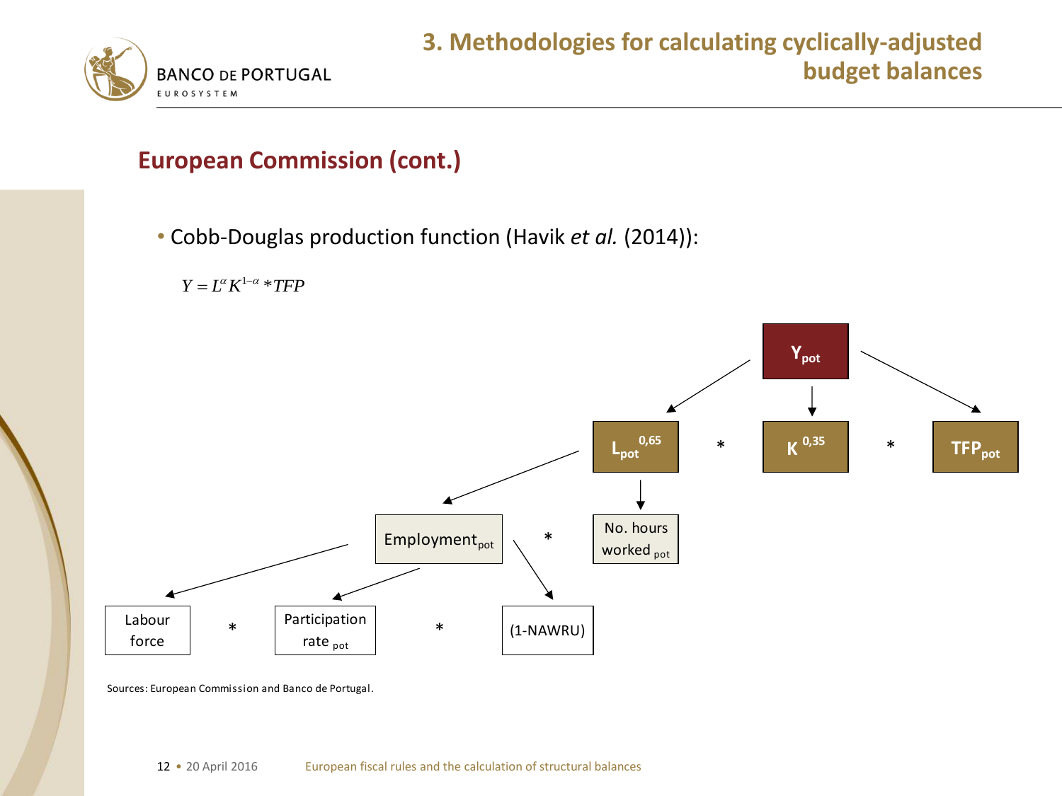## European Commission (cont.)

- Cobb-Douglas production function (Havik *et al.* (2014)):

$$Y = L^{\alpha} K^{1-\alpha} * TFP$$

$Y_{pot}$

$L_{pot}^{0,65}$ * $K^{0,35}$ * $TFP_{pot}$

$Employment_{pot}$ * No. hours worked $_{pot}$

Labour force * Participation rate $_{pot}$ * (1-NAWRU)

Sources: European Commission and Banco de Portugal.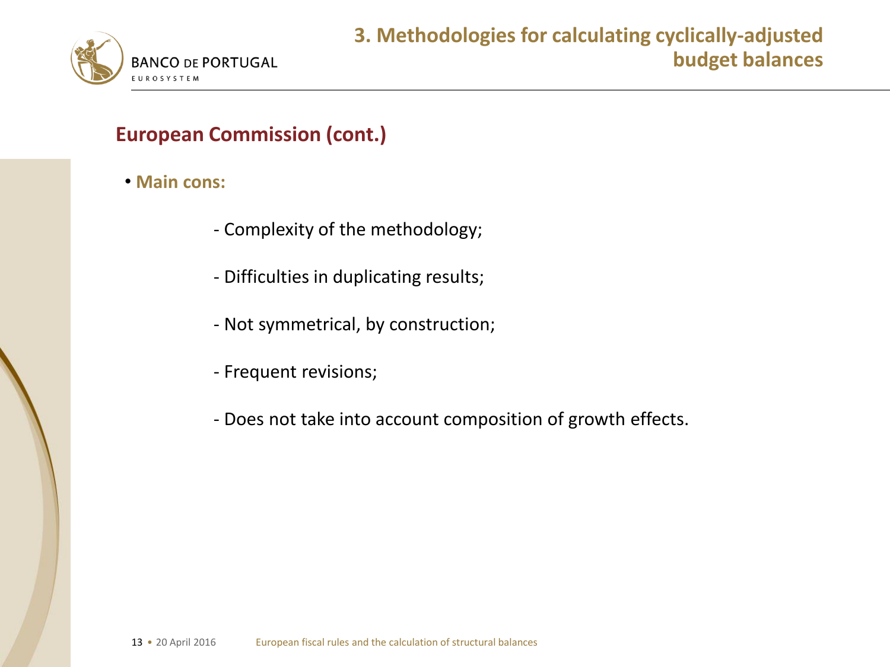# 3. Methodologies for calculating cyclically-adjusted budget balances

## European Commission (cont.)

- **Main cons:**
  - Complexity of the methodology;
  - Difficulties in duplicating results;
  - Not symmetrical, by construction;
  - Frequent revisions;
  - Does not take into account composition of growth effects.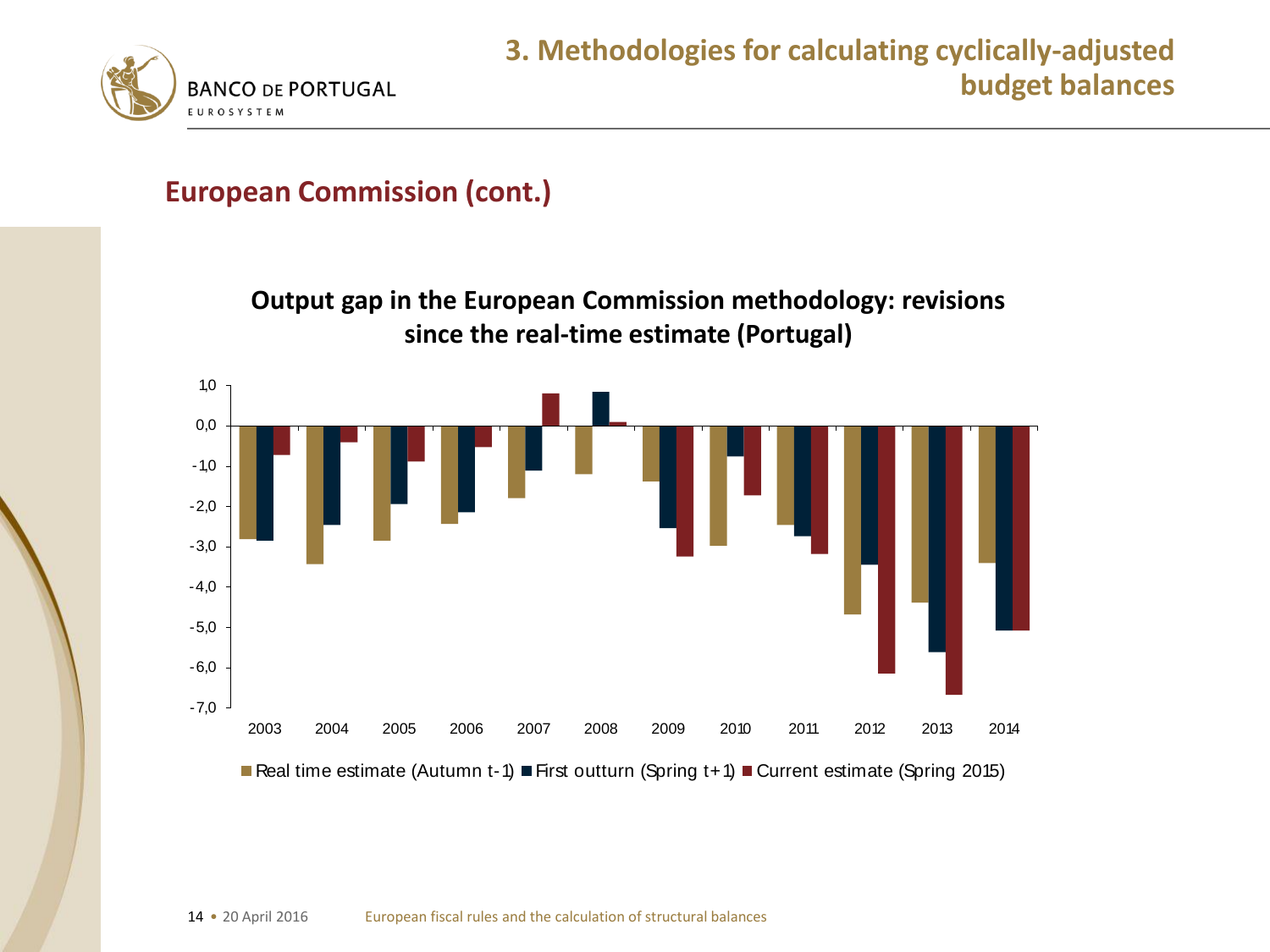# 3. Methodologies for calculating cyclically-adjusted budget balances

## European Commission (cont.)

**Output gap in the European Commission methodology: revisions since the real-time estimate (Portugal)**

1,0
0,0
-1,0
-2,0
-3,0
-4,0
-5,0
-6,0
-7,0

2003 2004 2005 2006 2007 2008 2009 2010 2011 2012 2013 2014

Real time estimate (Autumn t-1) First outturn (Spring t+1) Current estimate (Spring 2015)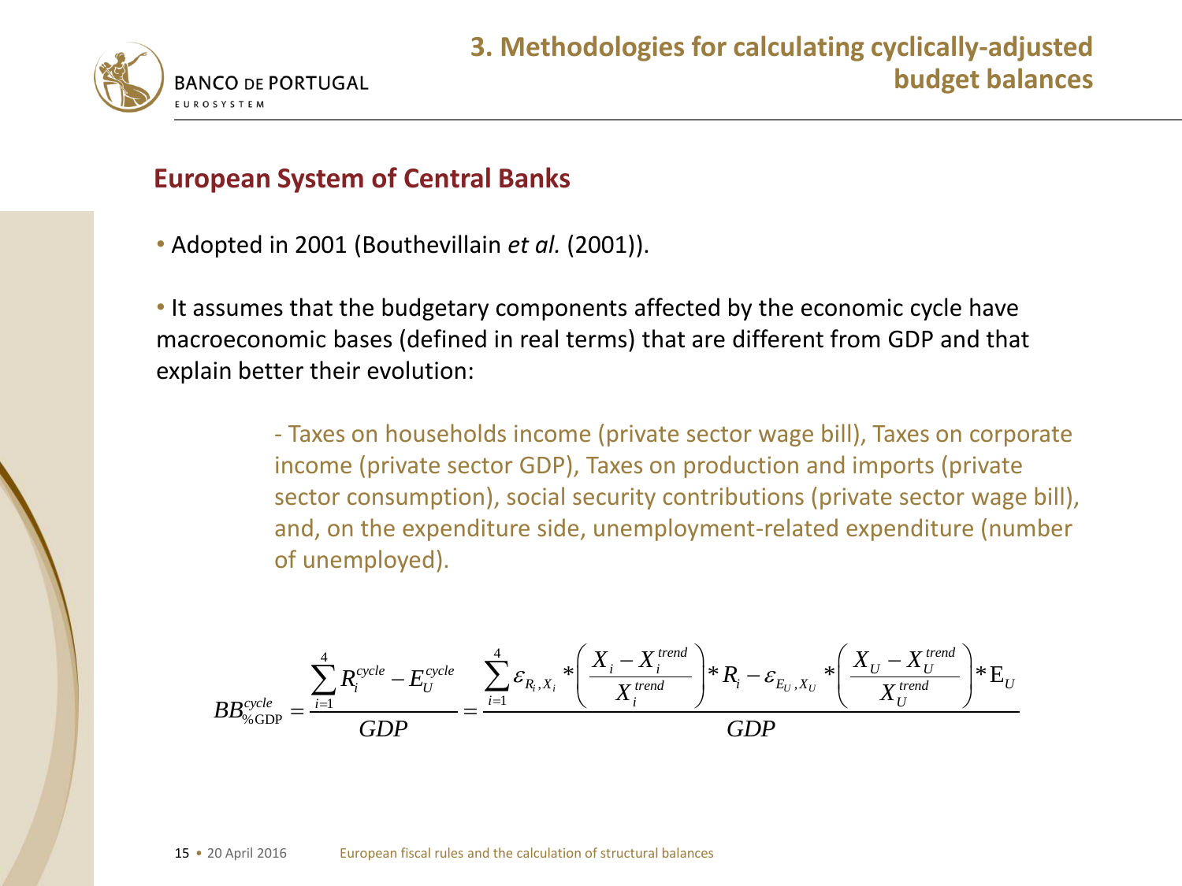# 3. Methodologies for calculating cyclically-adjusted budget balances

## European System of Central Banks

- Adopted in 2001 (Bouthevillain *et al.* (2001)).

- It assumes that the budgetary components affected by the economic cycle have macroeconomic bases (defined in real terms) that are different from GDP and that explain better their evolution:

  - Taxes on households income (private sector wage bill), Taxes on corporate income (private sector GDP), Taxes on production and imports (private sector consumption), social security contributions (private sector wage bill), and, on the expenditure side, unemployment-related expenditure (number of unemployed).

$$BB_{\%\mathrm{GDP}}^{cycle} = \frac{\sum_{i=1}^{4} R_i^{cycle} - E_U^{cycle}}{GDP} = \frac{\sum_{i=1}^{4} \varepsilon_{R_i,X_i} * \left( \frac{X_i - X_i^{trend}}{X_i^{trend}} \right) * R_i - \varepsilon_{E_U,X_U} * \left( \frac{X_U - X_U^{trend}}{X_U^{trend}} \right) * \mathrm{E}_U}{GDP}$$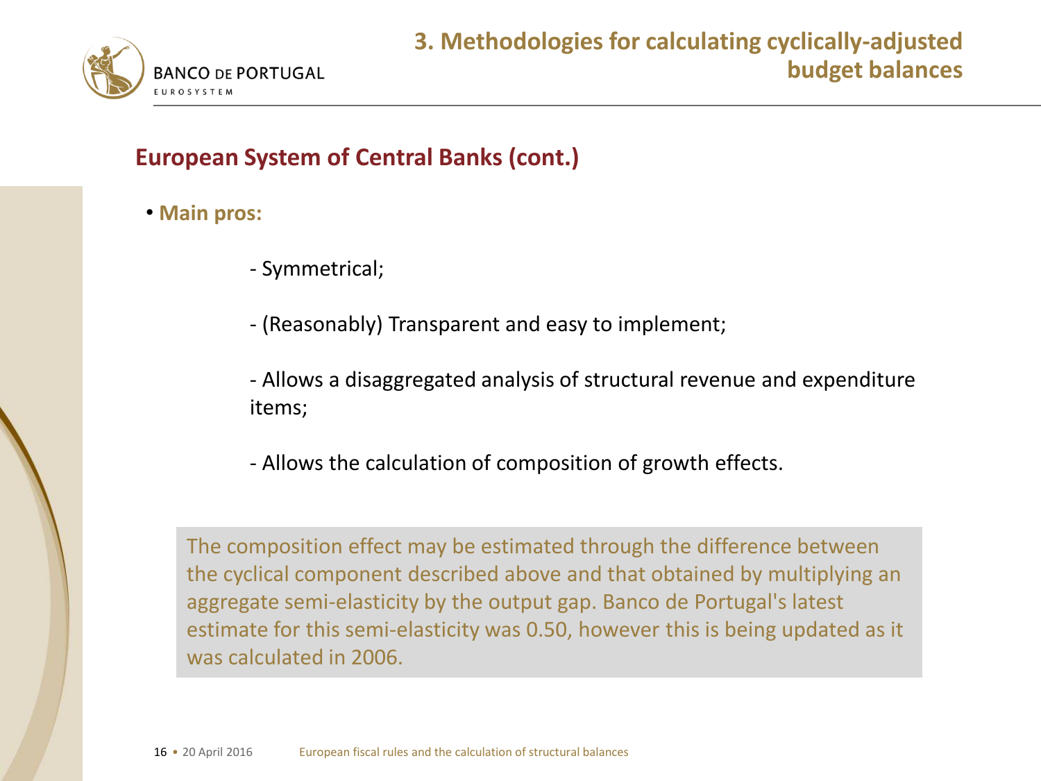## 3. Methodologies for calculating cyclically-adjusted budget balances

### European System of Central Banks (cont.)

- **Main pros:**
  - Symmetrical;
  - (Reasonably) Transparent and easy to implement;
  - Allows a disaggregated analysis of structural revenue and expenditure items;
  - Allows the calculation of composition of growth effects.

The composition effect may be estimated through the difference between the cyclical component described above and that obtained by multiplying an aggregate semi-elasticity by the output gap. Banco de Portugal's latest estimate for this semi-elasticity was 0.50, however this is being updated as it was calculated in 2006.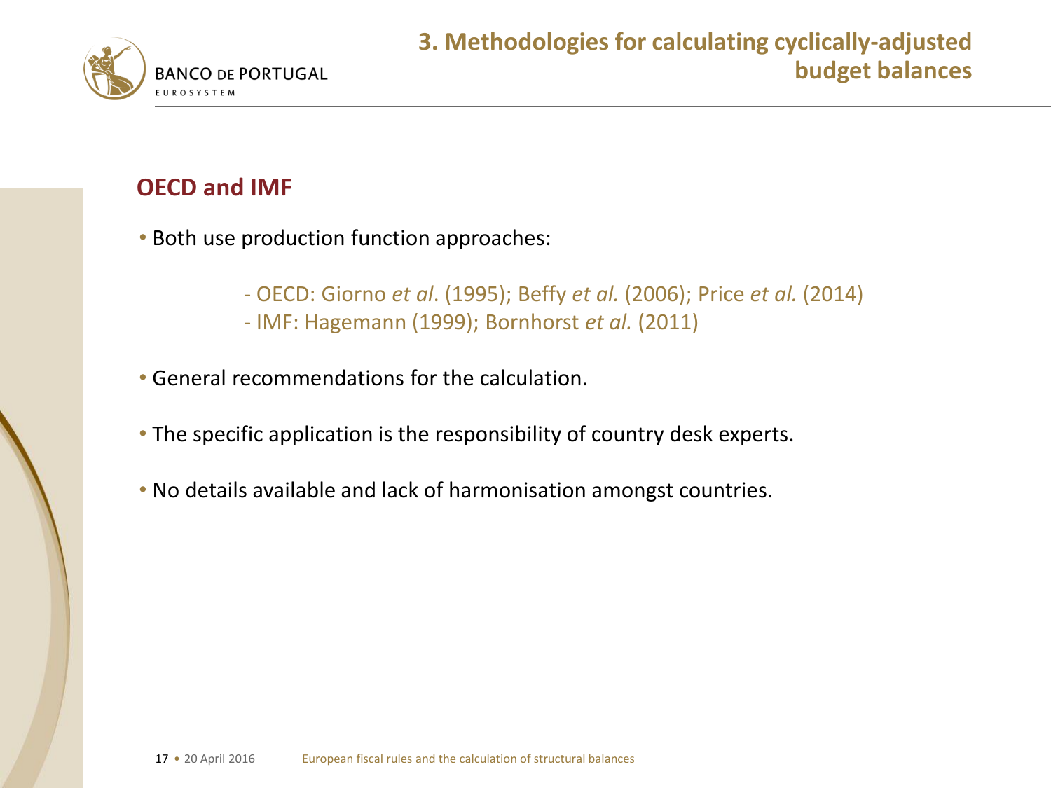## 3. Methodologies for calculating cyclically-adjusted budget balances

### OECD and IMF

- Both use production function approaches:
  - OECD: Giorno *et al*. (1995); Beffy *et al.* (2006); Price *et al.* (2014)
  - IMF: Hagemann (1999); Bornhorst *et al.* (2011)
- General recommendations for the calculation.
- The specific application is the responsibility of country desk experts.
- No details available and lack of harmonisation amongst countries.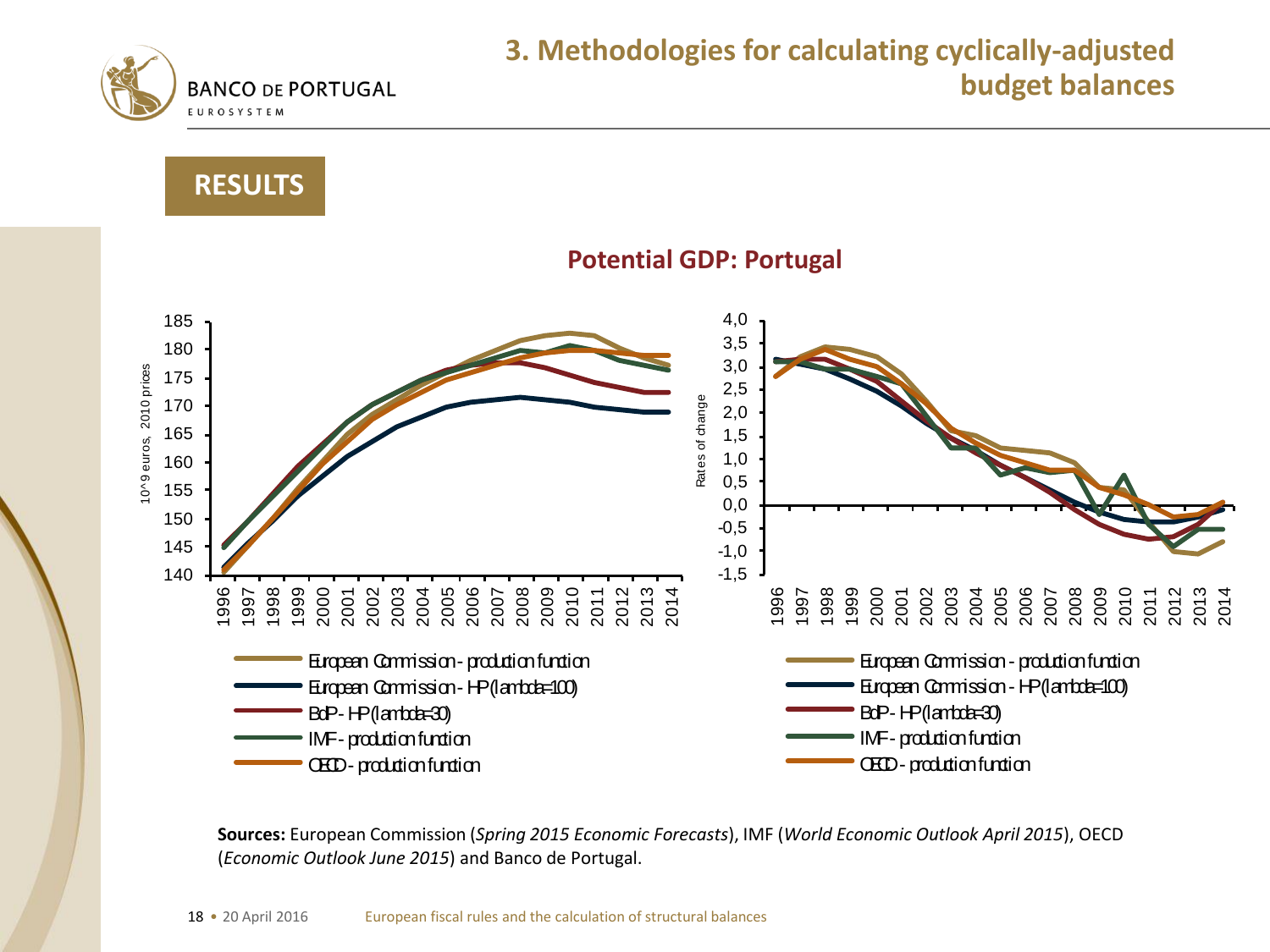# 3. Methodologies for calculating cyclically-adjusted budget balances

## RESULTS

### Potential GDP: Portugal

10^9 euros, 2010 prices

- European Commission - production function
- European Commission - HP (lambda=100)
- BdP - HP (lambda=30)
- IMF - production function
- OECD - production function

Rates of change

- European Commission - production function
- European Commission - HP (lambda=100)
- BdP - HP (lambda=30)
- IMF - production function
- OECD - production function

**Sources:** European Commission (*Spring 2015 Economic Forecasts*), IMF (*World Economic Outlook April 2015*), OECD (*Economic Outlook June 2015*) and Banco de Portugal.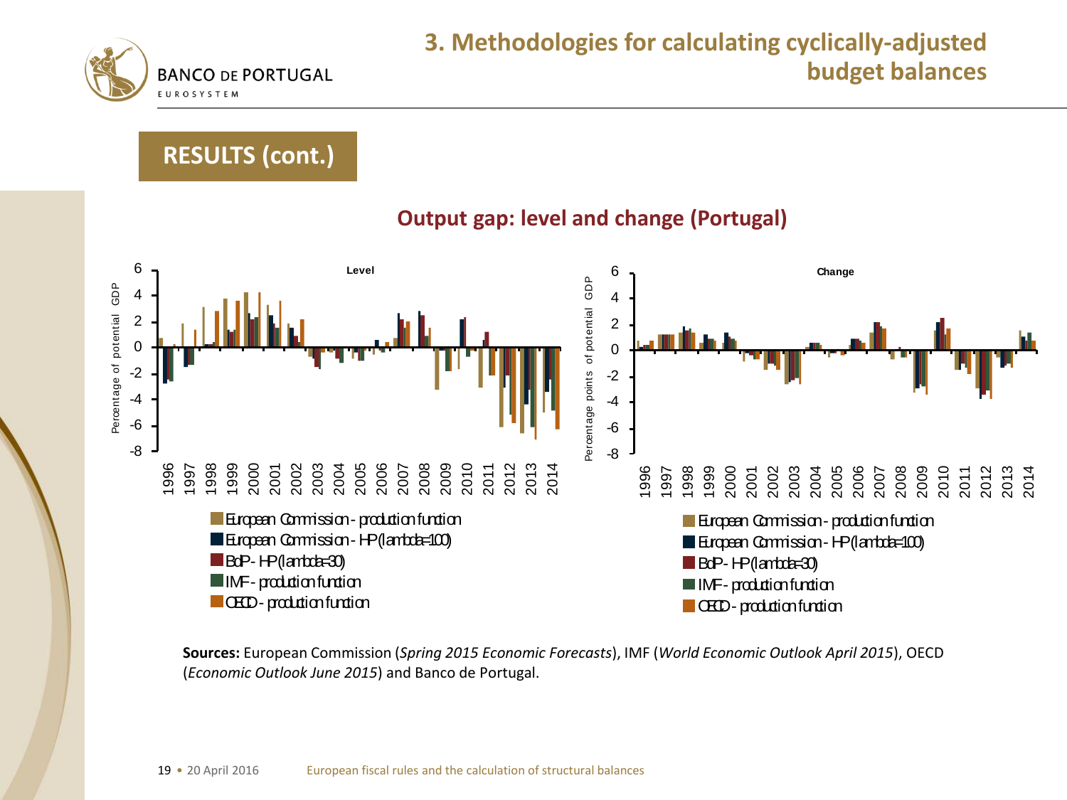# 3. Methodologies for calculating cyclically-adjusted budget balances

## RESULTS (cont.)

### Output gap: level and change (Portugal)

**Level**

**Change**

- European Commission - production function
- European Commission - HP (lambda=100)
- BdP - HP (lambda=30)
- IMF - production function
- OECD - production function

**Sources:** European Commission (*Spring 2015 Economic Forecasts*), IMF (*World Economic Outlook April 2015*), OECD (*Economic Outlook June 2015*) and Banco de Portugal.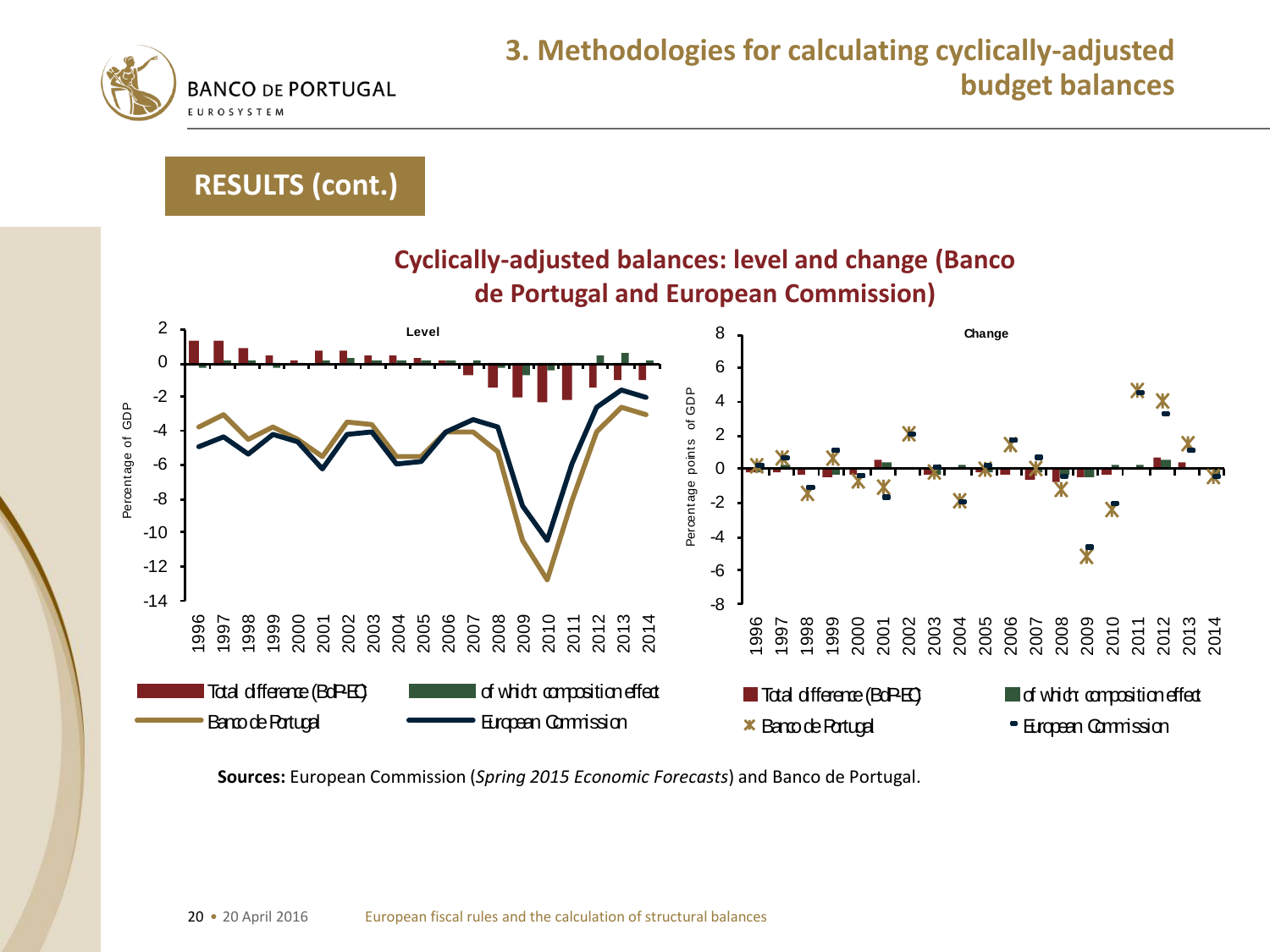# 3. Methodologies for calculating cyclically-adjusted budget balances

## RESULTS (cont.)

### Cyclically-adjusted balances: level and change (Banco de Portugal and European Commission)

**Level**

Percentage of GDP

Total difference (BdP-EC) | of which: composition effect | Banco de Portugal | European Commission

**Change**

Percentage points of GDP

Total difference (BdP-EC) | of which: composition effect | Banco de Portugal | European Commission

**Sources:** European Commission (*Spring 2015 Economic Forecasts*) and Banco de Portugal.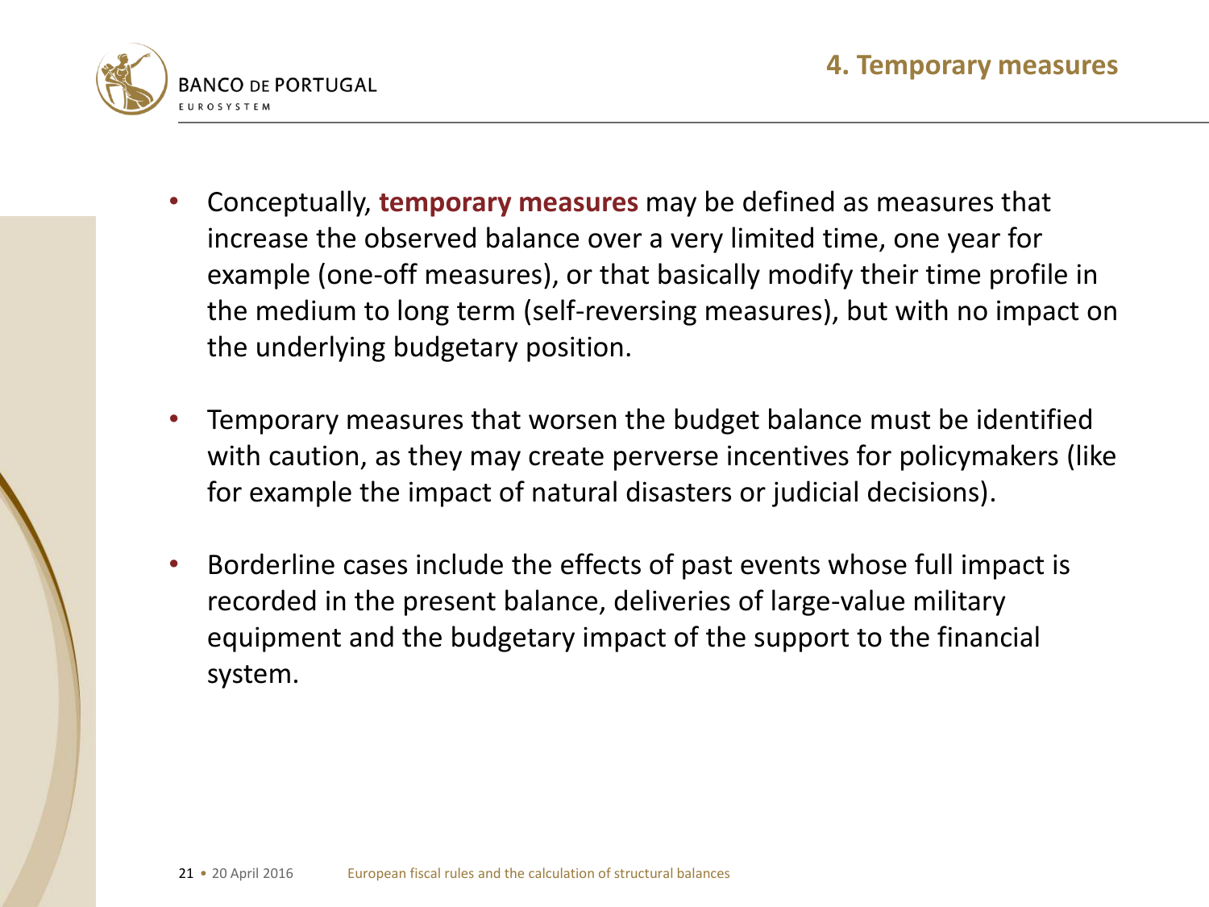## 4. Temporary measures

- Conceptually, **temporary measures** may be defined as measures that increase the observed balance over a very limited time, one year for example (one-off measures), or that basically modify their time profile in the medium to long term (self-reversing measures), but with no impact on the underlying budgetary position.
- Temporary measures that worsen the budget balance must be identified with caution, as they may create perverse incentives for policymakers (like for example the impact of natural disasters or judicial decisions).
- Borderline cases include the effects of past events whose full impact is recorded in the present balance, deliveries of large-value military equipment and the budgetary impact of the support to the financial system.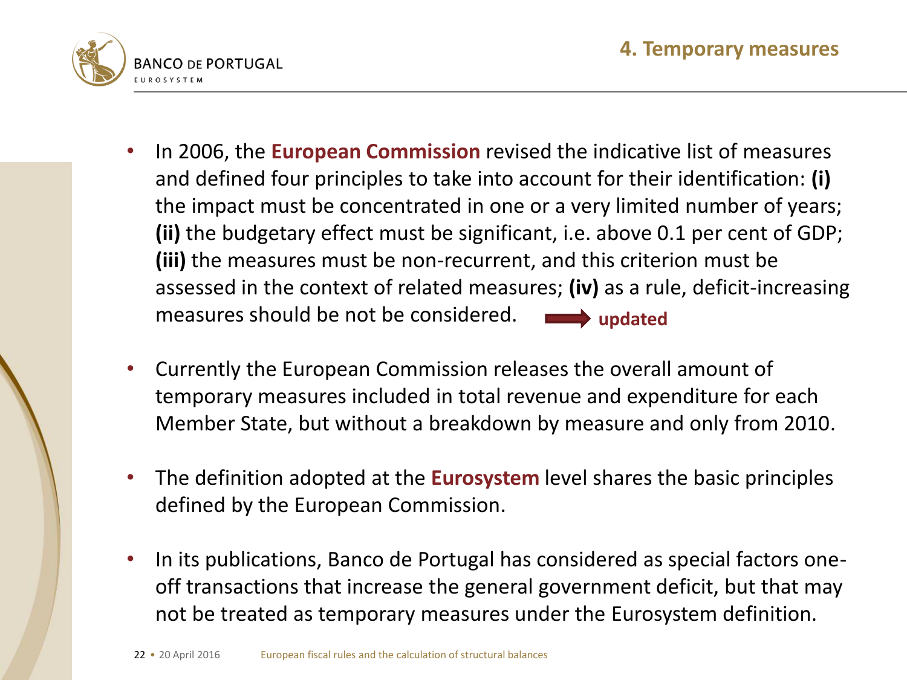## 4. Temporary measures

- In 2006, the **European Commission** revised the indicative list of measures and defined four principles to take into account for their identification: **(i)** the impact must be concentrated in one or a very limited number of years; **(ii)** the budgetary effect must be significant, i.e. above 0.1 per cent of GDP; **(iii)** the measures must be non-recurrent, and this criterion must be assessed in the context of related measures; **(iv)** as a rule, deficit-increasing measures should be not be considered. → **updated**

- Currently the European Commission releases the overall amount of temporary measures included in total revenue and expenditure for each Member State, but without a breakdown by measure and only from 2010.

- The definition adopted at the **Eurosystem** level shares the basic principles defined by the European Commission.

- In its publications, Banco de Portugal has considered as special factors one-off transactions that increase the general government deficit, but that may not be treated as temporary measures under the Eurosystem definition.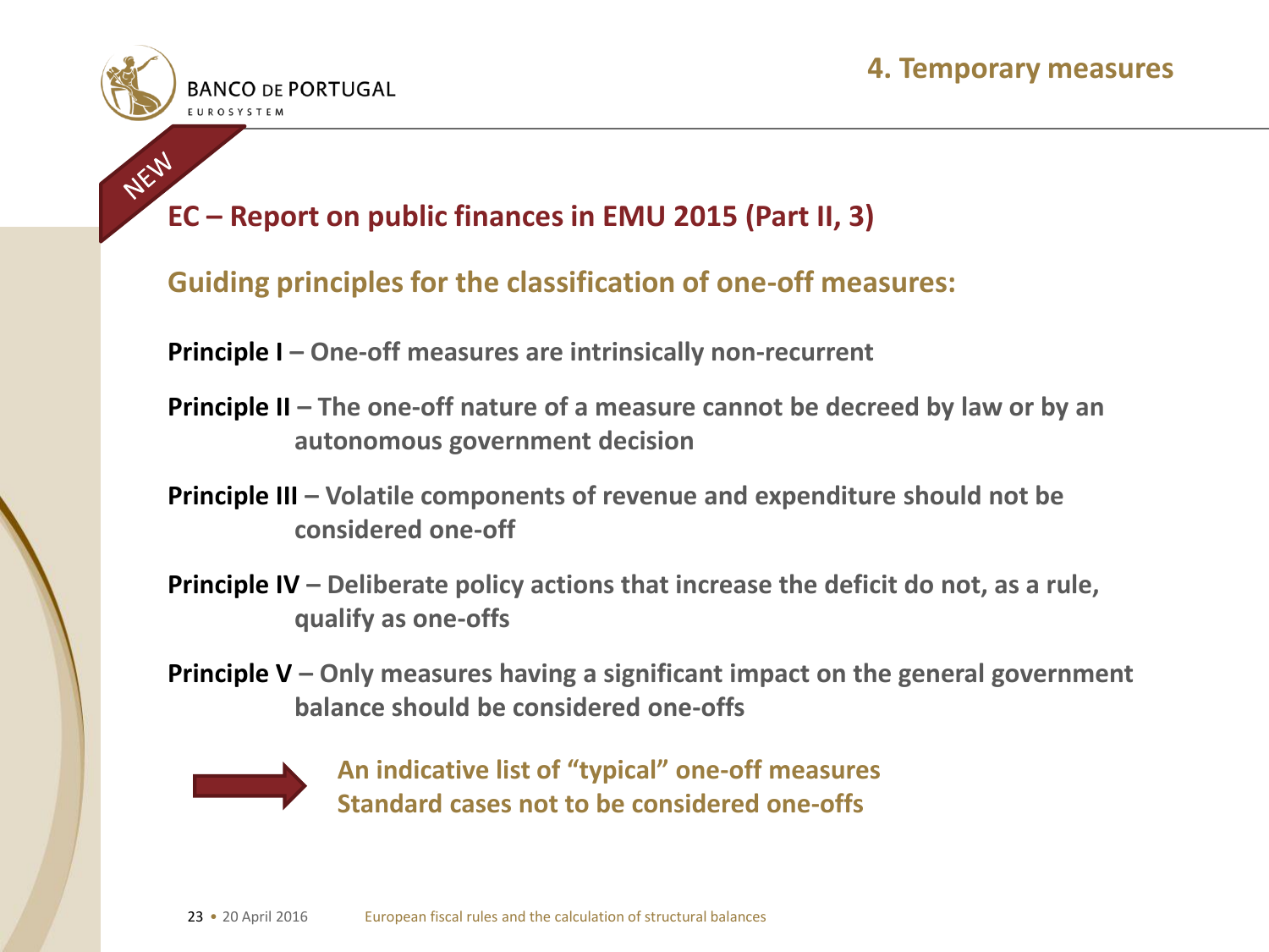NEW

## EC – Report on public finances in EMU 2015 (Part II, 3)

### Guiding principles for the classification of one-off measures:

**Principle I** – One-off measures are intrinsically non-recurrent

**Principle II** – The one-off nature of a measure cannot be decreed by law or by an autonomous government decision

**Principle III** – Volatile components of revenue and expenditure should not be considered one-off

**Principle IV** – Deliberate policy actions that increase the deficit do not, as a rule, qualify as one-offs

**Principle V** – Only measures having a significant impact on the general government balance should be considered one-offs

➡ An indicative list of "typical" one-off measures
Standard cases not to be considered one-offs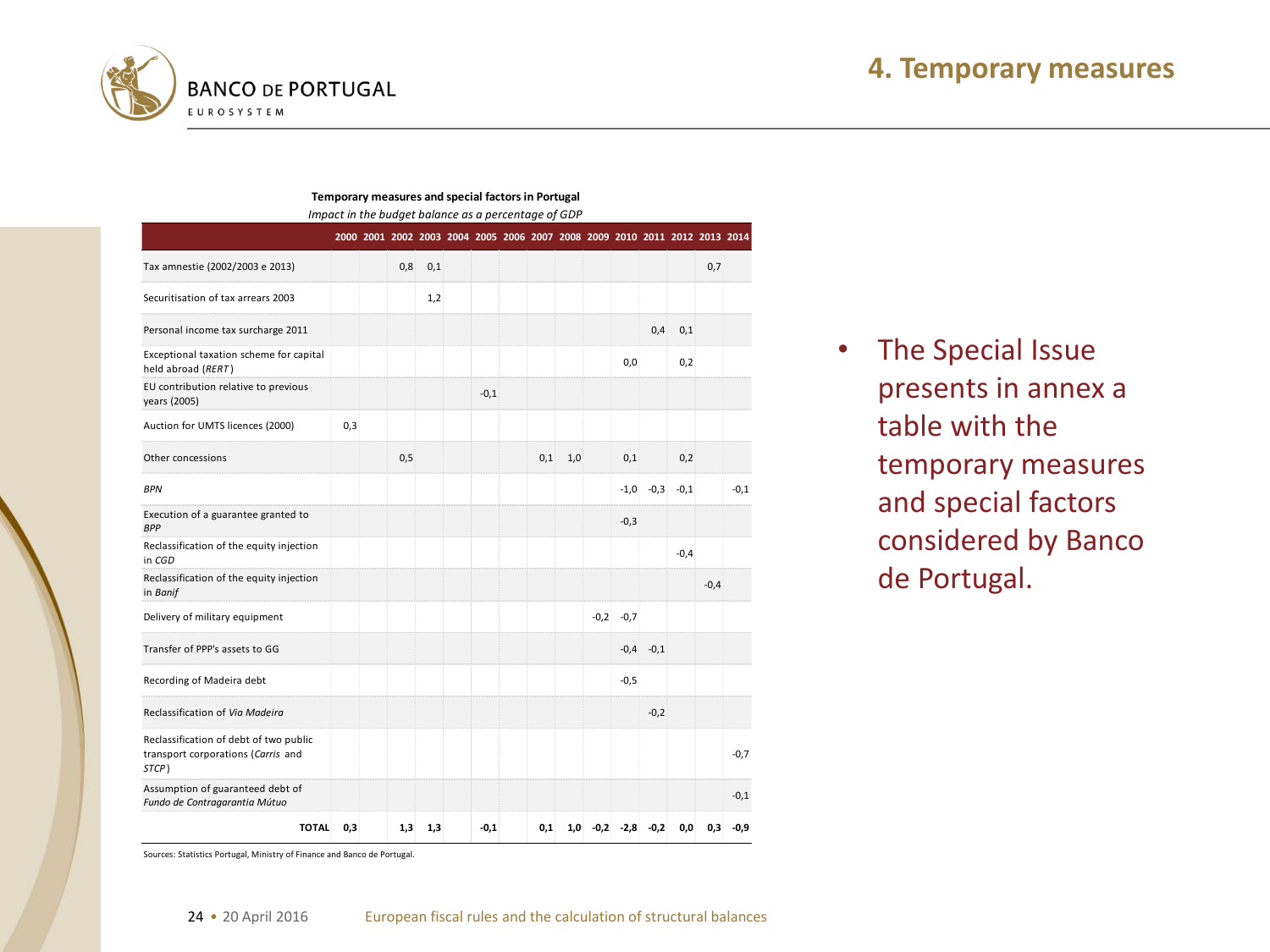# 4. Temporary measures

**Temporary measures and special factors in Portugal**

*Impact in the budget balance as a percentage of GDP*

| | 2000 | 2001 | 2002 | 2003 | 2004 | 2005 | 2006 | 2007 | 2008 | 2009 | 2010 | 2011 | 2012 | 2013 | 2014 |
|---|---|---|---|---|---|---|---|---|---|---|---|---|---|---|---|
| Tax amnestie (2002/2003 e 2013) | | | 0,8 | 0,1 | | | | | | | | | | 0,7 | |
| Securitisation of tax arrears 2003 | | | | 1,2 | | | | | | | | | | | |
| Personal income tax surcharge 2011 | | | | | | | | | | | | 0,4 | 0,1 | | |
| Exceptional taxation scheme for capital held abroad (*RERT*) | | | | | | | | | | | 0,0 | | 0,2 | | |
| EU contribution relative to previous years (2005) | | | | | | -0,1 | | | | | | | | | |
| Auction for UMTS licences (2000) | 0,3 | | | | | | | | | | | | | | |
| Other concessions | | | 0,5 | | | | | 0,1 | 1,0 | | 0,1 | | 0,2 | | |
| *BPN* | | | | | | | | | | | -1,0 | -0,3 | -0,1 | | -0,1 |
| Execution of a guarantee granted to *BPP* | | | | | | | | | | | -0,3 | | | | |
| Reclassification of the equity injection in *CGD* | | | | | | | | | | | | | -0,4 | | |
| Reclassification of the equity injection in *Banif* | | | | | | | | | | | | | | -0,4 | |
| Delivery of military equipment | | | | | | | | | | -0,2 | -0,7 | | | | |
| Transfer of PPP's assets to GG | | | | | | | | | | | -0,4 | -0,1 | | | |
| Recording of Madeira debt | | | | | | | | | | | -0,5 | | | | |
| Reclassification of *Via Madeira* | | | | | | | | | | | | -0,2 | | | |
| Reclassification of debt of two public transport corporations (*Carris* and *STCP*) | | | | | | | | | | | | | | | -0,7 |
| Assumption of guaranteed debt of *Fundo de Contragarantia Mútuo* | | | | | | | | | | | | | | | -0,1 |
| **TOTAL** | **0,3** | | **1,3** | **1,3** | | **-0,1** | | **0,1** | **1,0** | **-0,2** | **-2,8** | **-0,2** | **0,0** | **0,3** | **-0,9** |

Sources: Statistics Portugal, Ministry of Finance and Banco de Portugal.

- The Special Issue presents in annex a table with the temporary measures and special factors considered by Banco de Portugal.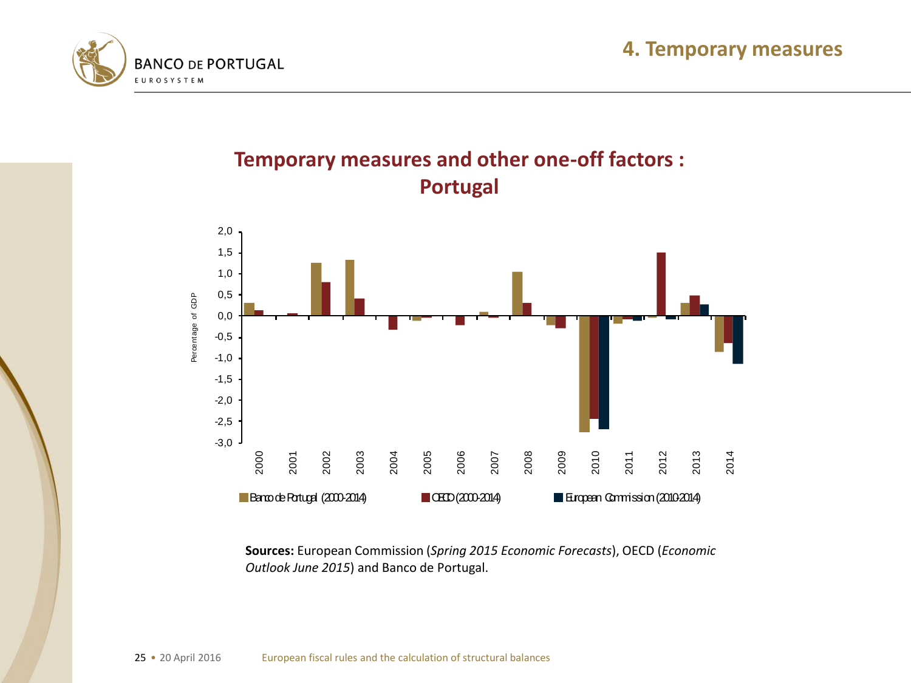## 4. Temporary measures

### Temporary measures and other one-off factors : Portugal

**Sources:** European Commission (*Spring 2015 Economic Forecasts*), OECD (*Economic Outlook June 2015*) and Banco de Portugal.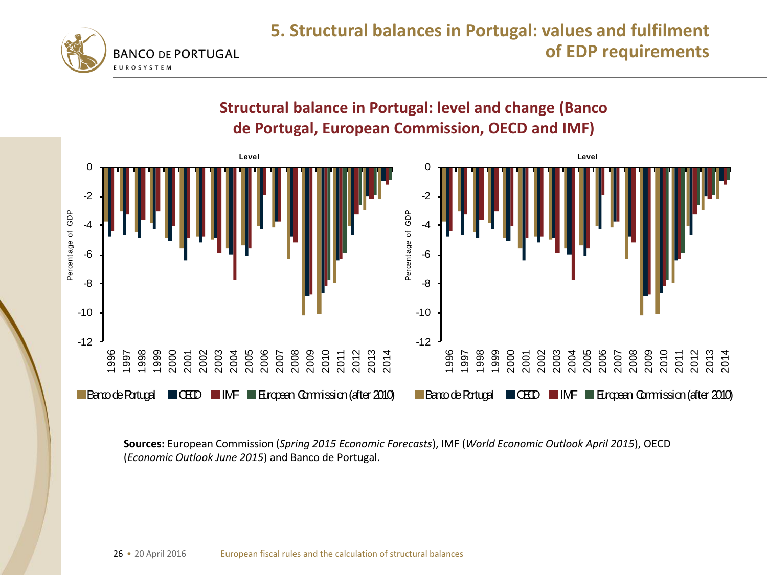# 5. Structural balances in Portugal: values and fulfilment of EDP requirements

## Structural balance in Portugal: level and change (Banco de Portugal, European Commission, OECD and IMF)

**Sources:** European Commission (*Spring 2015 Economic Forecasts*), IMF (*World Economic Outlook April 2015*), OECD (*Economic Outlook June 2015*) and Banco de Portugal.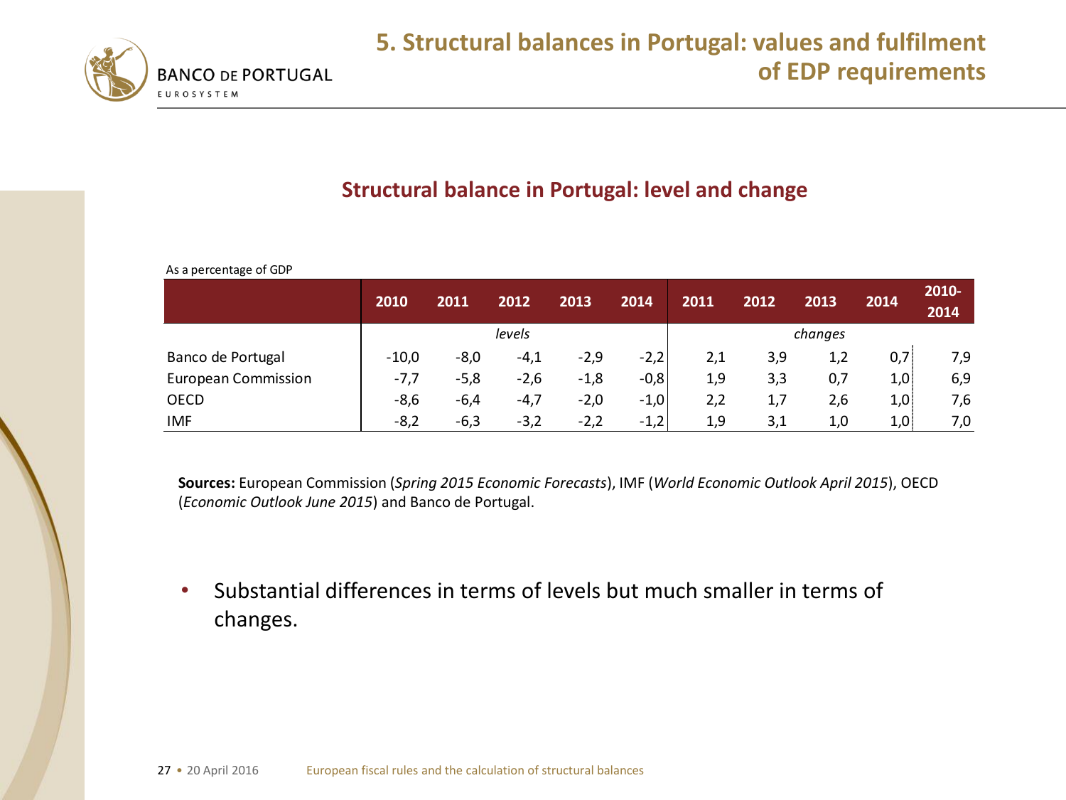# 5. Structural balances in Portugal: values and fulfilment of EDP requirements

## Structural balance in Portugal: level and change

As a percentage of GDP

| | 2010 | 2011 | 2012 | 2013 | 2014 | 2011 | 2012 | 2013 | 2014 | 2010-2014 |
|---|---|---|---|---|---|---|---|---|---|---|
| | *levels* | | | | | *changes* | | | | |
| Banco de Portugal | -10,0 | -8,0 | -4,1 | -2,9 | -2,2 | 2,1 | 3,9 | 1,2 | 0,7 | 7,9 |
| European Commission | -7,7 | -5,8 | -2,6 | -1,8 | -0,8 | 1,9 | 3,3 | 0,7 | 1,0 | 6,9 |
| OECD | -8,6 | -6,4 | -4,7 | -2,0 | -1,0 | 2,2 | 1,7 | 2,6 | 1,0 | 7,6 |
| IMF | -8,2 | -6,3 | -3,2 | -2,2 | -1,2 | 1,9 | 3,1 | 1,0 | 1,0 | 7,0 |

**Sources:** European Commission (*Spring 2015 Economic Forecasts*), IMF (*World Economic Outlook April 2015*), OECD (*Economic Outlook June 2015*) and Banco de Portugal.

- Substantial differences in terms of levels but much smaller in terms of changes.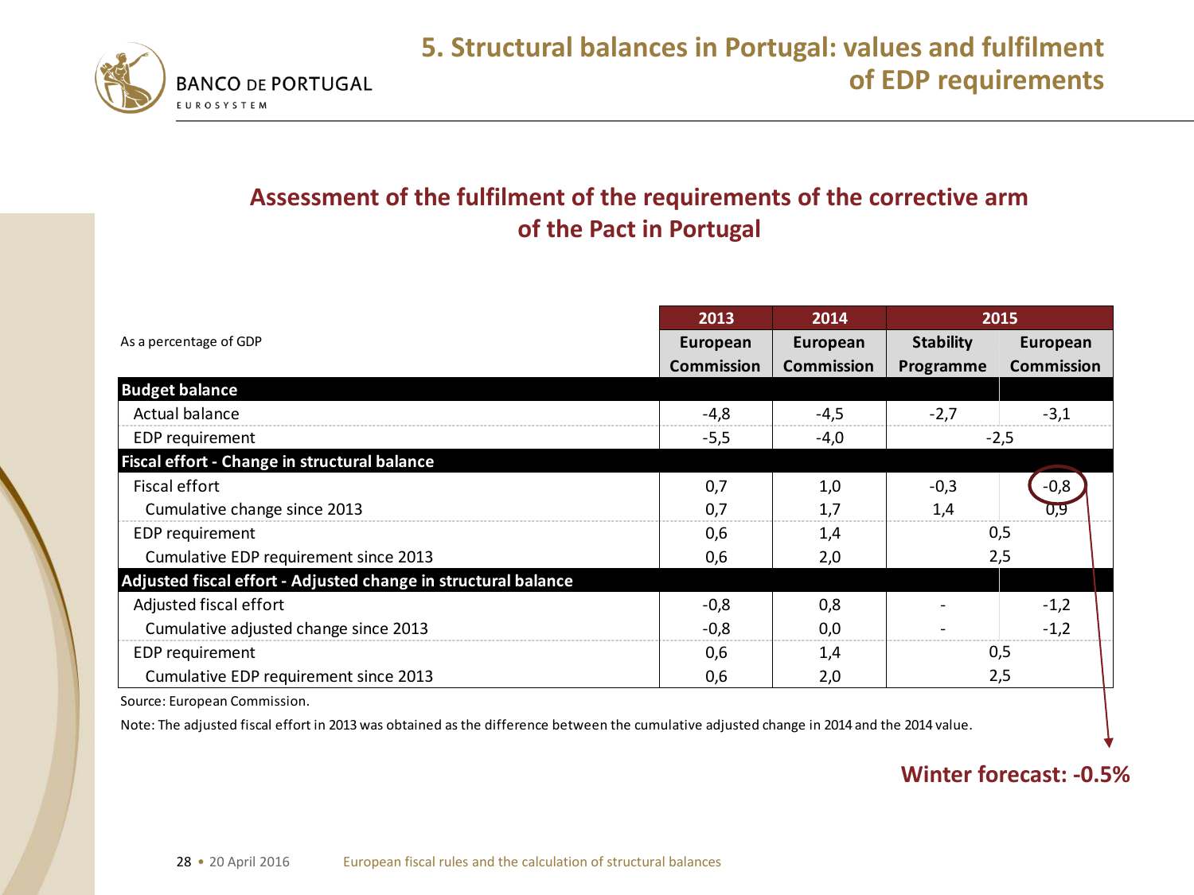# 5. Structural balances in Portugal: values and fulfilment of EDP requirements

## Assessment of the fulfilment of the requirements of the corrective arm of the Pact in Portugal

| As a percentage of GDP | 2013 | 2014 | 2015 | |
|---|---|---|---|---|
| | European Commission | European Commission | Stability Programme | European Commission |
| **Budget balance** | | | | |
| Actual balance | -4,8 | -4,5 | -2,7 | -3,1 |
| EDP requirement | -5,5 | -4,0 | -2,5 | |
| **Fiscal effort - Change in structural balance** | | | | |
| Fiscal effort | 0,7 | 1,0 | -0,3 | -0,8 |
| Cumulative change since 2013 | 0,7 | 1,7 | 1,4 | 0,9 |
| EDP requirement | 0,6 | 1,4 | 0,5 | |
| Cumulative EDP requirement since 2013 | 0,6 | 2,0 | 2,5 | |
| **Adjusted fiscal effort - Adjusted change in structural balance** | | | | |
| Adjusted fiscal effort | -0,8 | 0,8 | - | -1,2 |
| Cumulative adjusted change since 2013 | -0,8 | 0,0 | - | -1,2 |
| EDP requirement | 0,6 | 1,4 | 0,5 | |
| Cumulative EDP requirement since 2013 | 0,6 | 2,0 | 2,5 | |

Source: European Commission.

Note: The adjusted fiscal effort in 2013 was obtained as the difference between the cumulative adjusted change in 2014 and the 2014 value.

**Winter forecast: -0.5%**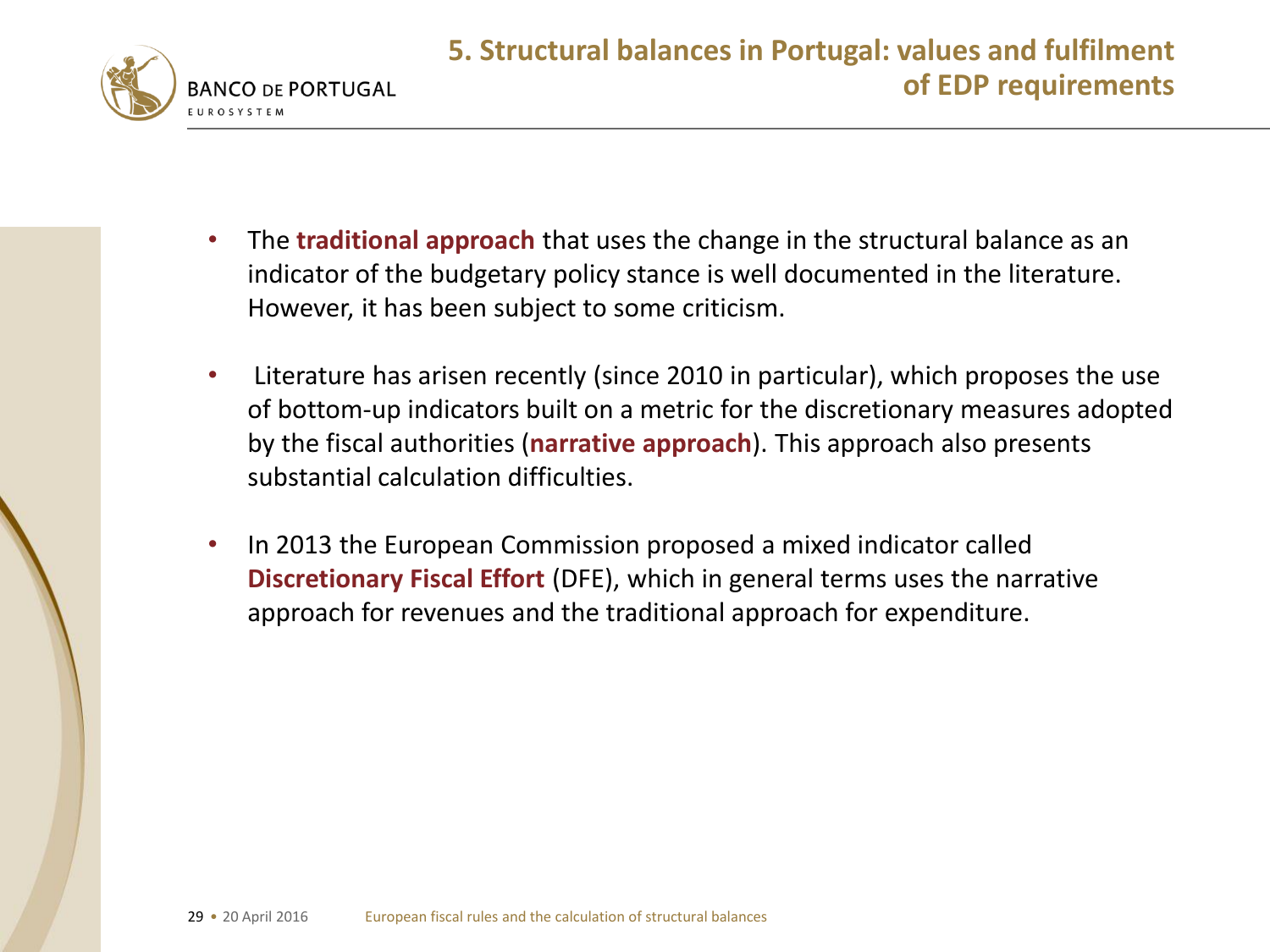## 5. Structural balances in Portugal: values and fulfilment of EDP requirements

- The **traditional approach** that uses the change in the structural balance as an indicator of the budgetary policy stance is well documented in the literature. However, it has been subject to some criticism.
- Literature has arisen recently (since 2010 in particular), which proposes the use of bottom-up indicators built on a metric for the discretionary measures adopted by the fiscal authorities (**narrative approach**). This approach also presents substantial calculation difficulties.
- In 2013 the European Commission proposed a mixed indicator called **Discretionary Fiscal Effort** (DFE), which in general terms uses the narrative approach for revenues and the traditional approach for expenditure.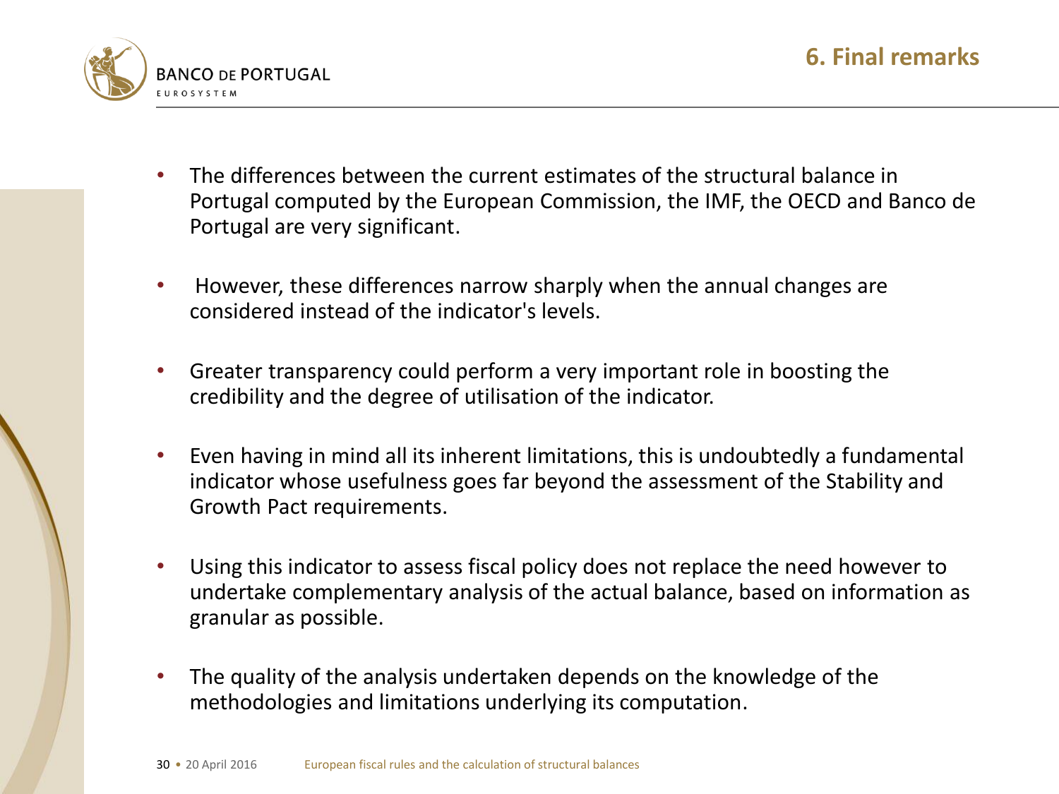## 6. Final remarks

- The differences between the current estimates of the structural balance in Portugal computed by the European Commission, the IMF, the OECD and Banco de Portugal are very significant.
- However, these differences narrow sharply when the annual changes are considered instead of the indicator's levels.
- Greater transparency could perform a very important role in boosting the credibility and the degree of utilisation of the indicator.
- Even having in mind all its inherent limitations, this is undoubtedly a fundamental indicator whose usefulness goes far beyond the assessment of the Stability and Growth Pact requirements.
- Using this indicator to assess fiscal policy does not replace the need however to undertake complementary analysis of the actual balance, based on information as granular as possible.
- The quality of the analysis undertaken depends on the knowledge of the methodologies and limitations underlying its computation.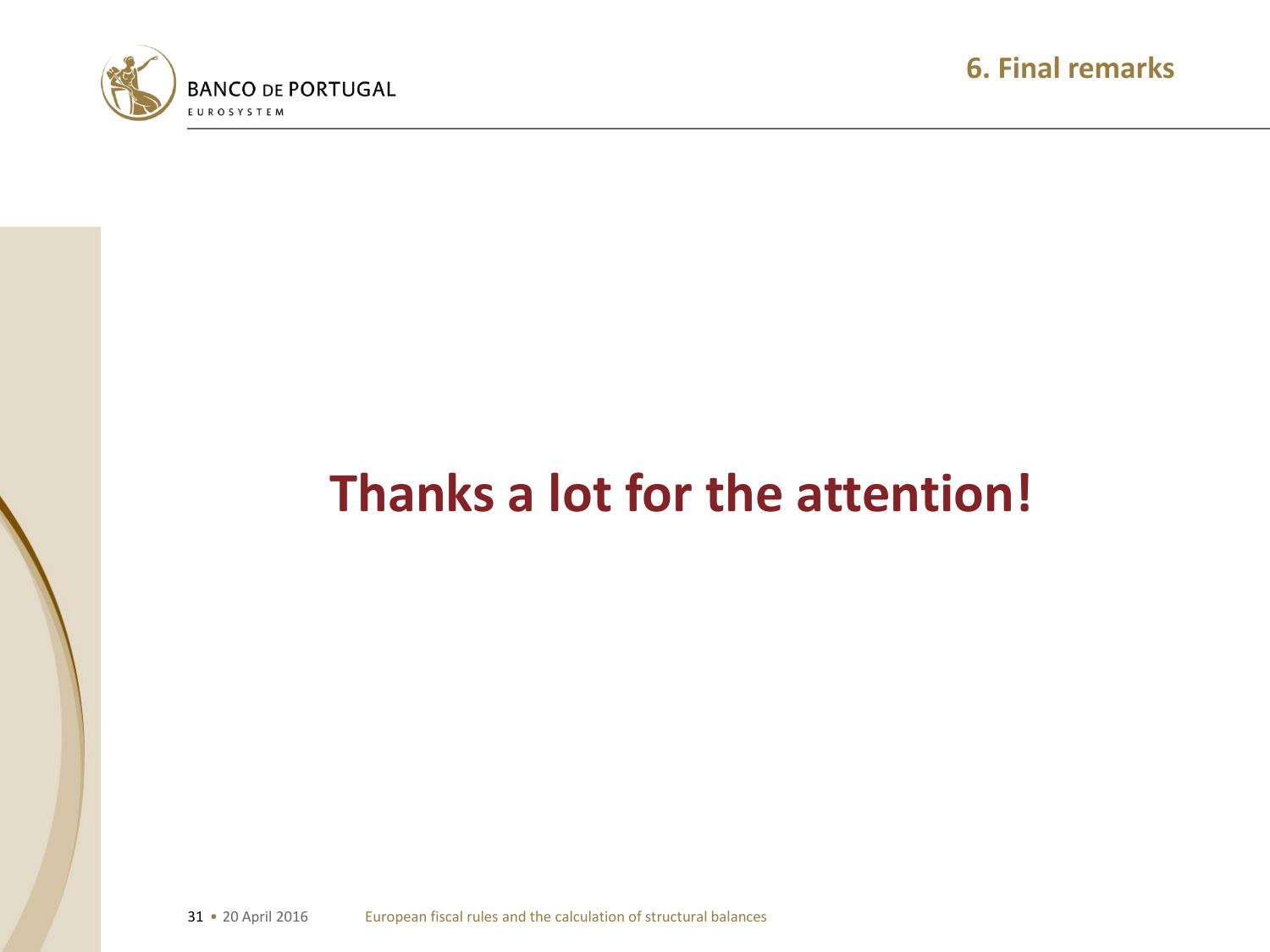# 6. Final remarks

## Thanks a lot for the attention!